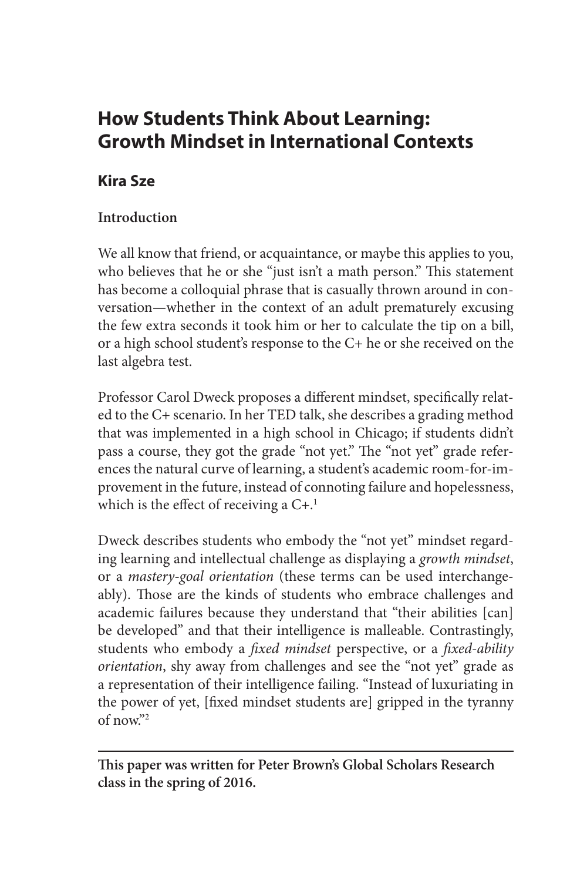# How Students Think About Learning: Growth Mindset in International Contexts

## Kira Sze

### Introduction

We all know that friend, or acquaintance, or maybe this applies to you, who believes that he or she "just isn't a math person." This statement has become a colloquial phrase that is casually thrown around in conversation—whether in the context of an adult prematurely excusing the few extra seconds it took him or her to calculate the tip on a bill, or a high school student's response to the C+ he or she received on the last algebra test.

Professor Carol Dweck proposes a different mindset, specifically related to the C+ scenario. In her TED talk, she describes a grading method that was implemented in a high school in Chicago; if students didn't pass a course, they got the grade "not yet." The "not yet" grade references the natural curve of learning, a student's academic room-for-improvement in the future, instead of connoting failure and hopelessness, which is the effect of receiving a C+.[1]

Dweck describes students who embody the "not yet" mindset regarding learning and intellectual challenge as displaying a *growth mindset*, or a *mastery-goal orientation* (these terms can be used interchangeably). Those are the kinds of students who embrace challenges and academic failures because they understand that "their abilities [can] be developed" and that their intelligence is malleable. Contrastingly, students who embody a *fixed mindset* perspective, or a *fixed-ability orientation*, shy away from challenges and see the "not yet" grade as a representation of their intelligence failing. "Instead of luxuriating in the power of yet, [fixed mindset students are] gripped in the tyranny of now."[2]

---

**This paper was written for Peter Brown's Global Scholars Research class in the spring of 2016.**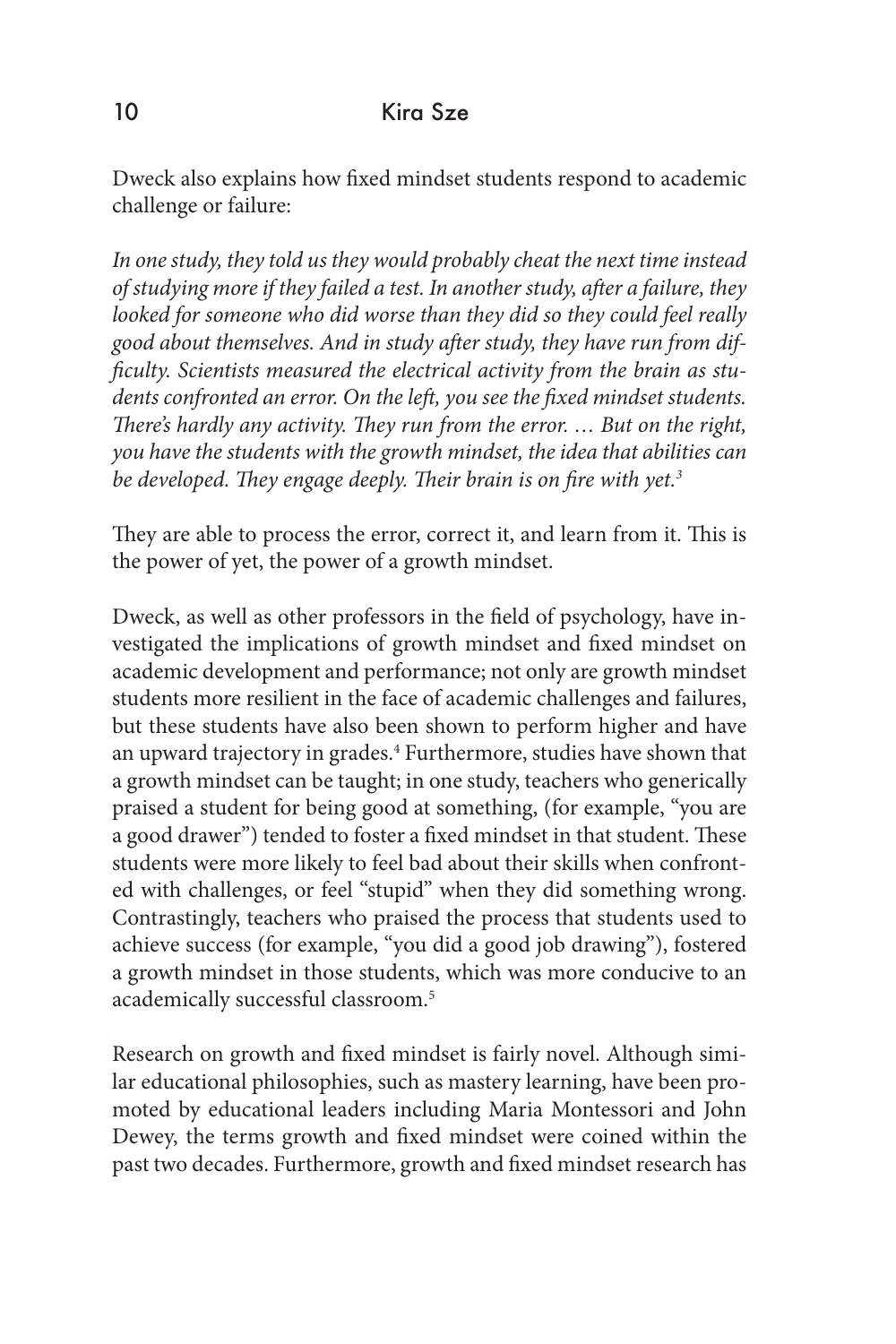Dweck also explains how fixed mindset students respond to academic challenge or failure:

*In one study, they told us they would probably cheat the next time instead of studying more if they failed a test. In another study, after a failure, they looked for someone who did worse than they did so they could feel really good about themselves. And in study after study, they have run from difficulty. Scientists measured the electrical activity from the brain as students confronted an error. On the left, you see the fixed mindset students. There's hardly any activity. They run from the error. … But on the right, you have the students with the growth mindset, the idea that abilities can be developed. They engage deeply. Their brain is on fire with yet.*[3]

They are able to process the error, correct it, and learn from it. This is the power of yet, the power of a growth mindset.

Dweck, as well as other professors in the field of psychology, have investigated the implications of growth mindset and fixed mindset on academic development and performance; not only are growth mindset students more resilient in the face of academic challenges and failures, but these students have also been shown to perform higher and have an upward trajectory in grades.[4] Furthermore, studies have shown that a growth mindset can be taught; in one study, teachers who generically praised a student for being good at something, (for example, "you are a good drawer") tended to foster a fixed mindset in that student. These students were more likely to feel bad about their skills when confronted with challenges, or feel "stupid" when they did something wrong. Contrastingly, teachers who praised the process that students used to achieve success (for example, "you did a good job drawing"), fostered a growth mindset in those students, which was more conducive to an academically successful classroom.[5]

Research on growth and fixed mindset is fairly novel. Although similar educational philosophies, such as mastery learning, have been promoted by educational leaders including Maria Montessori and John Dewey, the terms growth and fixed mindset were coined within the past two decades. Furthermore, growth and fixed mindset research has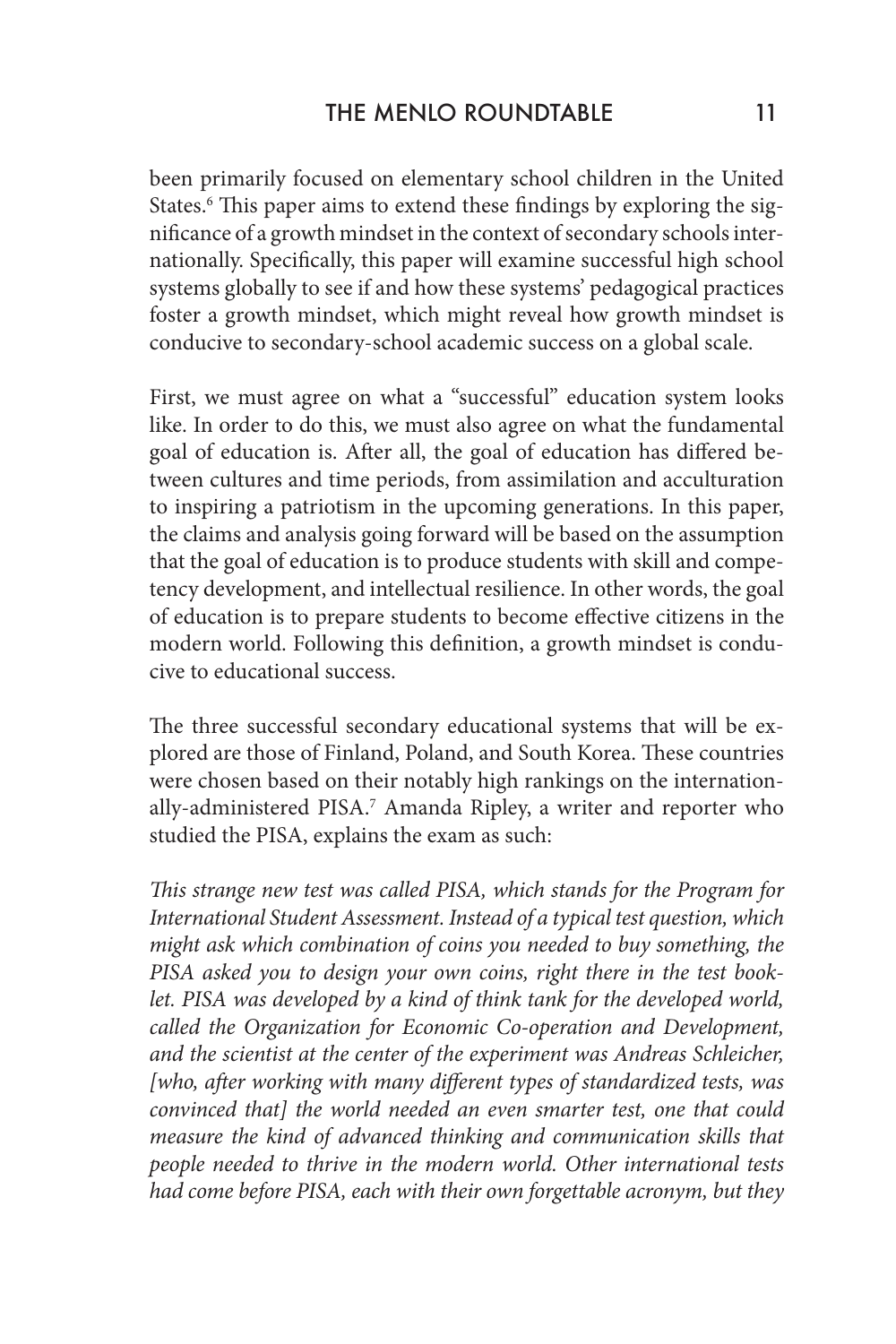been primarily focused on elementary school children in the United States.[6] This paper aims to extend these findings by exploring the significance of a growth mindset in the context of secondary schools internationally. Specifically, this paper will examine successful high school systems globally to see if and how these systems' pedagogical practices foster a growth mindset, which might reveal how growth mindset is conducive to secondary-school academic success on a global scale.

First, we must agree on what a "successful" education system looks like. In order to do this, we must also agree on what the fundamental goal of education is. After all, the goal of education has differed between cultures and time periods, from assimilation and acculturation to inspiring a patriotism in the upcoming generations. In this paper, the claims and analysis going forward will be based on the assumption that the goal of education is to produce students with skill and competency development, and intellectual resilience. In other words, the goal of education is to prepare students to become effective citizens in the modern world. Following this definition, a growth mindset is conducive to educational success.

The three successful secondary educational systems that will be explored are those of Finland, Poland, and South Korea. These countries were chosen based on their notably high rankings on the internationally-administered PISA.[7] Amanda Ripley, a writer and reporter who studied the PISA, explains the exam as such:

*This strange new test was called PISA, which stands for the Program for International Student Assessment. Instead of a typical test question, which might ask which combination of coins you needed to buy something, the PISA asked you to design your own coins, right there in the test booklet. PISA was developed by a kind of think tank for the developed world, called the Organization for Economic Co-operation and Development, and the scientist at the center of the experiment was Andreas Schleicher, [who, after working with many different types of standardized tests, was convinced that] the world needed an even smarter test, one that could measure the kind of advanced thinking and communication skills that people needed to thrive in the modern world. Other international tests had come before PISA, each with their own forgettable acronym, but they*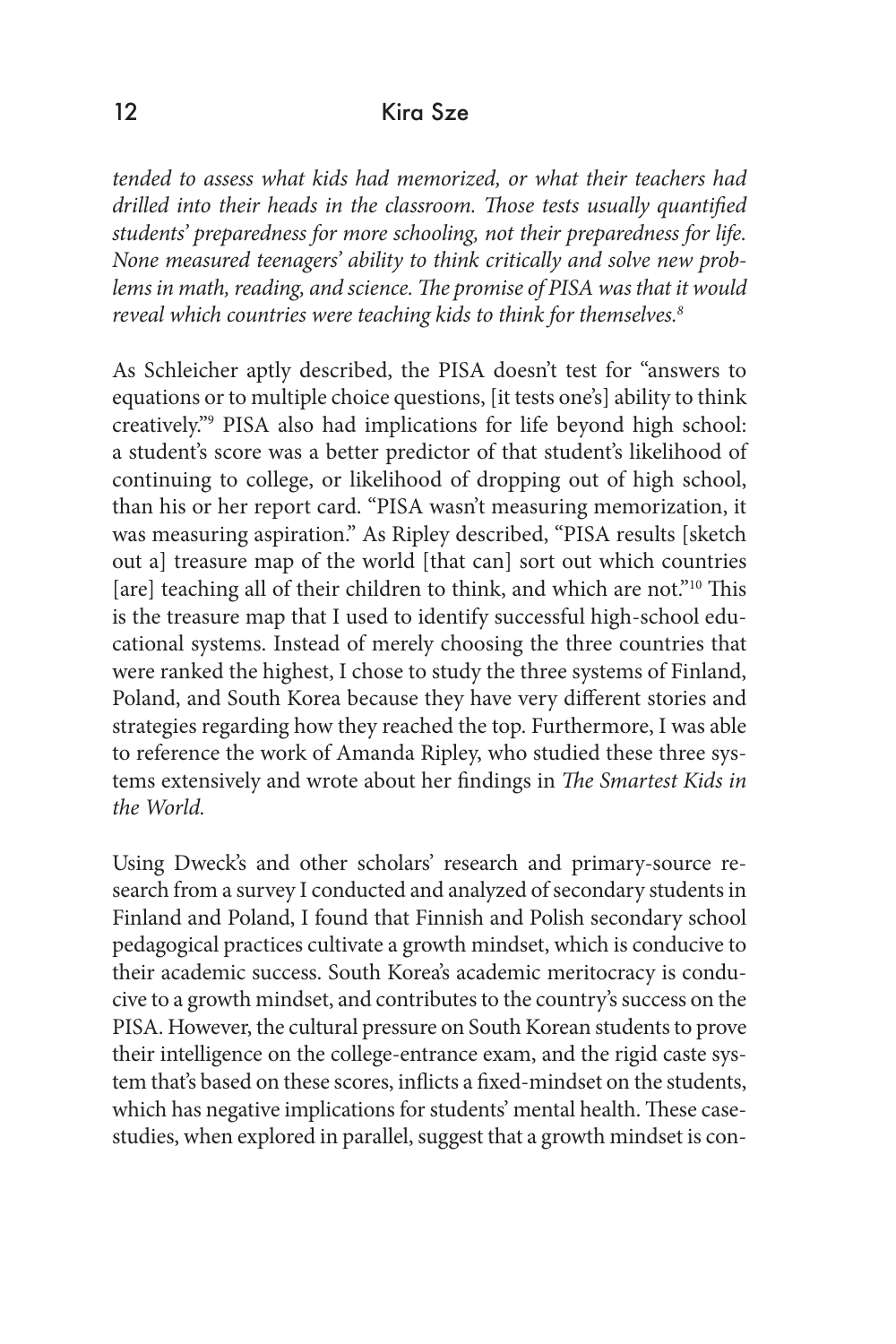*tended to assess what kids had memorized, or what their teachers had drilled into their heads in the classroom. Those tests usually quantified students' preparedness for more schooling, not their preparedness for life. None measured teenagers' ability to think critically and solve new problems in math, reading, and science. The promise of PISA was that it would reveal which countries were teaching kids to think for themselves.*[8]

As Schleicher aptly described, the PISA doesn't test for "answers to equations or to multiple choice questions, [it tests one's] ability to think creatively."[9] PISA also had implications for life beyond high school: a student's score was a better predictor of that student's likelihood of continuing to college, or likelihood of dropping out of high school, than his or her report card. "PISA wasn't measuring memorization, it was measuring aspiration." As Ripley described, "PISA results [sketch out a] treasure map of the world [that can] sort out which countries [are] teaching all of their children to think, and which are not."[10] This is the treasure map that I used to identify successful high-school educational systems. Instead of merely choosing the three countries that were ranked the highest, I chose to study the three systems of Finland, Poland, and South Korea because they have very different stories and strategies regarding how they reached the top. Furthermore, I was able to reference the work of Amanda Ripley, who studied these three systems extensively and wrote about her findings in *The Smartest Kids in the World.*

Using Dweck's and other scholars' research and primary-source research from a survey I conducted and analyzed of secondary students in Finland and Poland, I found that Finnish and Polish secondary school pedagogical practices cultivate a growth mindset, which is conducive to their academic success. South Korea's academic meritocracy is conducive to a growth mindset, and contributes to the country's success on the PISA. However, the cultural pressure on South Korean students to prove their intelligence on the college-entrance exam, and the rigid caste system that's based on these scores, inflicts a fixed-mindset on the students, which has negative implications for students' mental health. These case-studies, when explored in parallel, suggest that a growth mindset is con-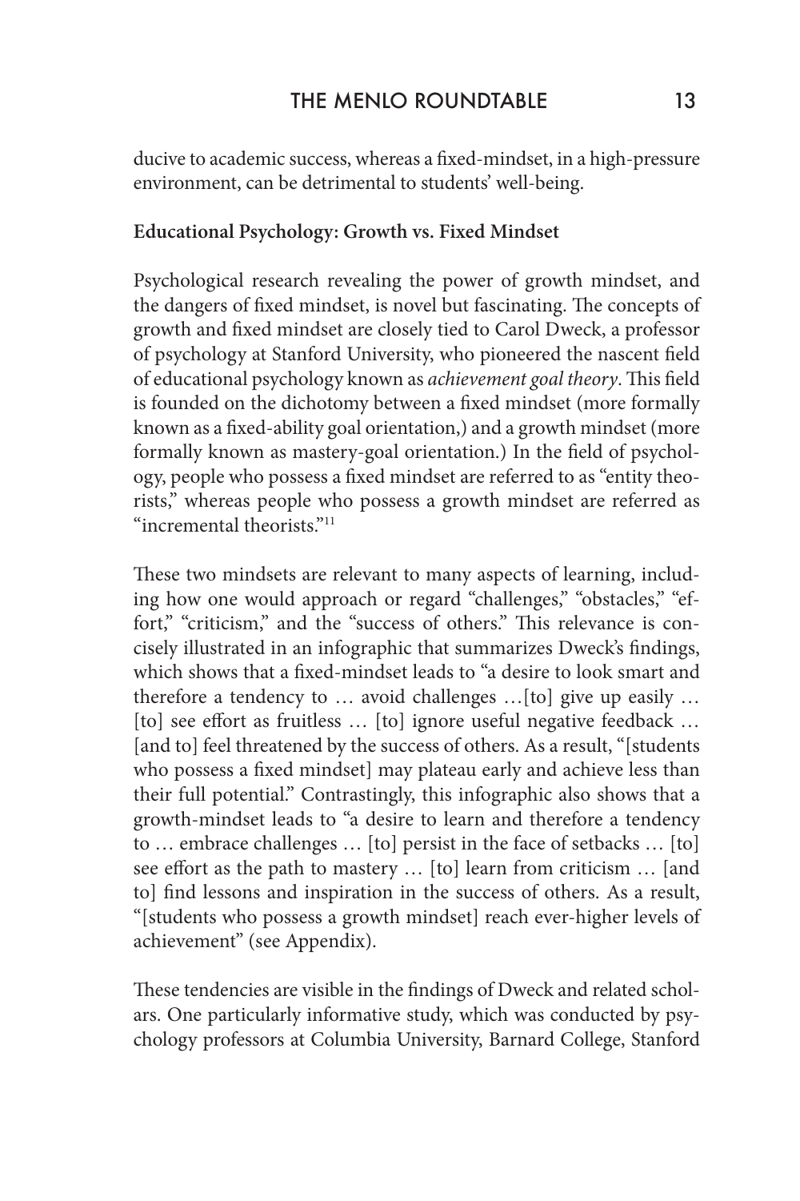ducive to academic success, whereas a fixed-mindset, in a high-pressure environment, can be detrimental to students' well-being.

**Educational Psychology: Growth vs. Fixed Mindset**

Psychological research revealing the power of growth mindset, and the dangers of fixed mindset, is novel but fascinating. The concepts of growth and fixed mindset are closely tied to Carol Dweck, a professor of psychology at Stanford University, who pioneered the nascent field of educational psychology known as *achievement goal theory*. This field is founded on the dichotomy between a fixed mindset (more formally known as a fixed-ability goal orientation,) and a growth mindset (more formally known as mastery-goal orientation.) In the field of psychology, people who possess a fixed mindset are referred to as "entity theorists," whereas people who possess a growth mindset are referred as "incremental theorists."[11]

These two mindsets are relevant to many aspects of learning, including how one would approach or regard "challenges," "obstacles," "effort," "criticism," and the "success of others." This relevance is concisely illustrated in an infographic that summarizes Dweck's findings, which shows that a fixed-mindset leads to "a desire to look smart and therefore a tendency to … avoid challenges …[to] give up easily … [to] see effort as fruitless … [to] ignore useful negative feedback … [and to] feel threatened by the success of others. As a result, "[students who possess a fixed mindset] may plateau early and achieve less than their full potential." Contrastingly, this infographic also shows that a growth-mindset leads to "a desire to learn and therefore a tendency to … embrace challenges … [to] persist in the face of setbacks … [to] see effort as the path to mastery … [to] learn from criticism … [and to] find lessons and inspiration in the success of others. As a result, "[students who possess a growth mindset] reach ever-higher levels of achievement" (see Appendix).

These tendencies are visible in the findings of Dweck and related scholars. One particularly informative study, which was conducted by psychology professors at Columbia University, Barnard College, Stanford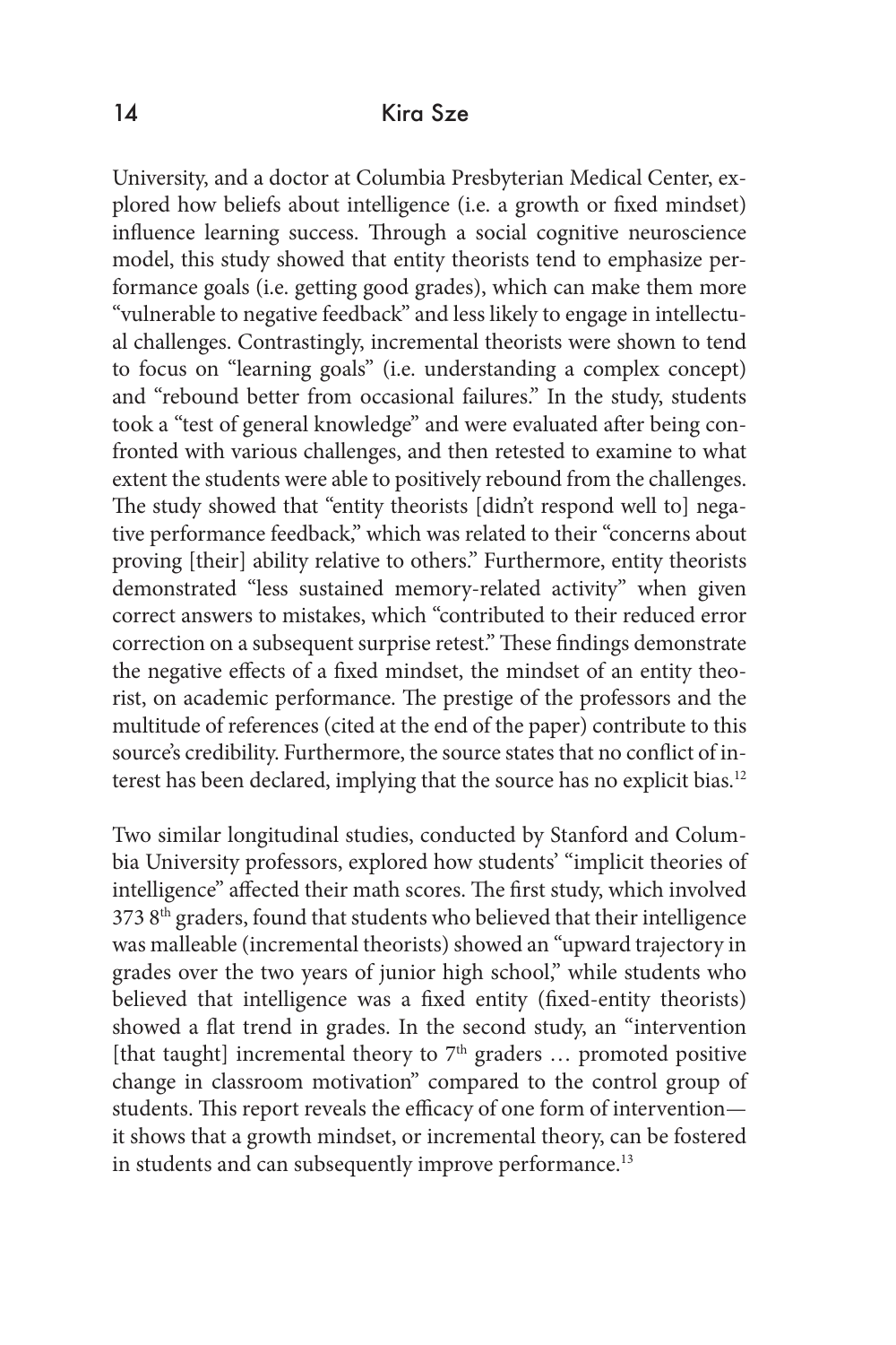University, and a doctor at Columbia Presbyterian Medical Center, explored how beliefs about intelligence (i.e. a growth or fixed mindset) influence learning success. Through a social cognitive neuroscience model, this study showed that entity theorists tend to emphasize performance goals (i.e. getting good grades), which can make them more "vulnerable to negative feedback" and less likely to engage in intellectual challenges. Contrastingly, incremental theorists were shown to tend to focus on "learning goals" (i.e. understanding a complex concept) and "rebound better from occasional failures." In the study, students took a "test of general knowledge" and were evaluated after being confronted with various challenges, and then retested to examine to what extent the students were able to positively rebound from the challenges. The study showed that "entity theorists [didn't respond well to] negative performance feedback," which was related to their "concerns about proving [their] ability relative to others." Furthermore, entity theorists demonstrated "less sustained memory-related activity" when given correct answers to mistakes, which "contributed to their reduced error correction on a subsequent surprise retest." These findings demonstrate the negative effects of a fixed mindset, the mindset of an entity theorist, on academic performance. The prestige of the professors and the multitude of references (cited at the end of the paper) contribute to this source's credibility. Furthermore, the source states that no conflict of interest has been declared, implying that the source has no explicit bias.[12]

Two similar longitudinal studies, conducted by Stanford and Columbia University professors, explored how students' "implicit theories of intelligence" affected their math scores. The first study, which involved 373 8th graders, found that students who believed that their intelligence was malleable (incremental theorists) showed an "upward trajectory in grades over the two years of junior high school," while students who believed that intelligence was a fixed entity (fixed-entity theorists) showed a flat trend in grades. In the second study, an "intervention [that taught] incremental theory to 7th graders … promoted positive change in classroom motivation" compared to the control group of students. This report reveals the efficacy of one form of intervention—it shows that a growth mindset, or incremental theory, can be fostered in students and can subsequently improve performance.[13]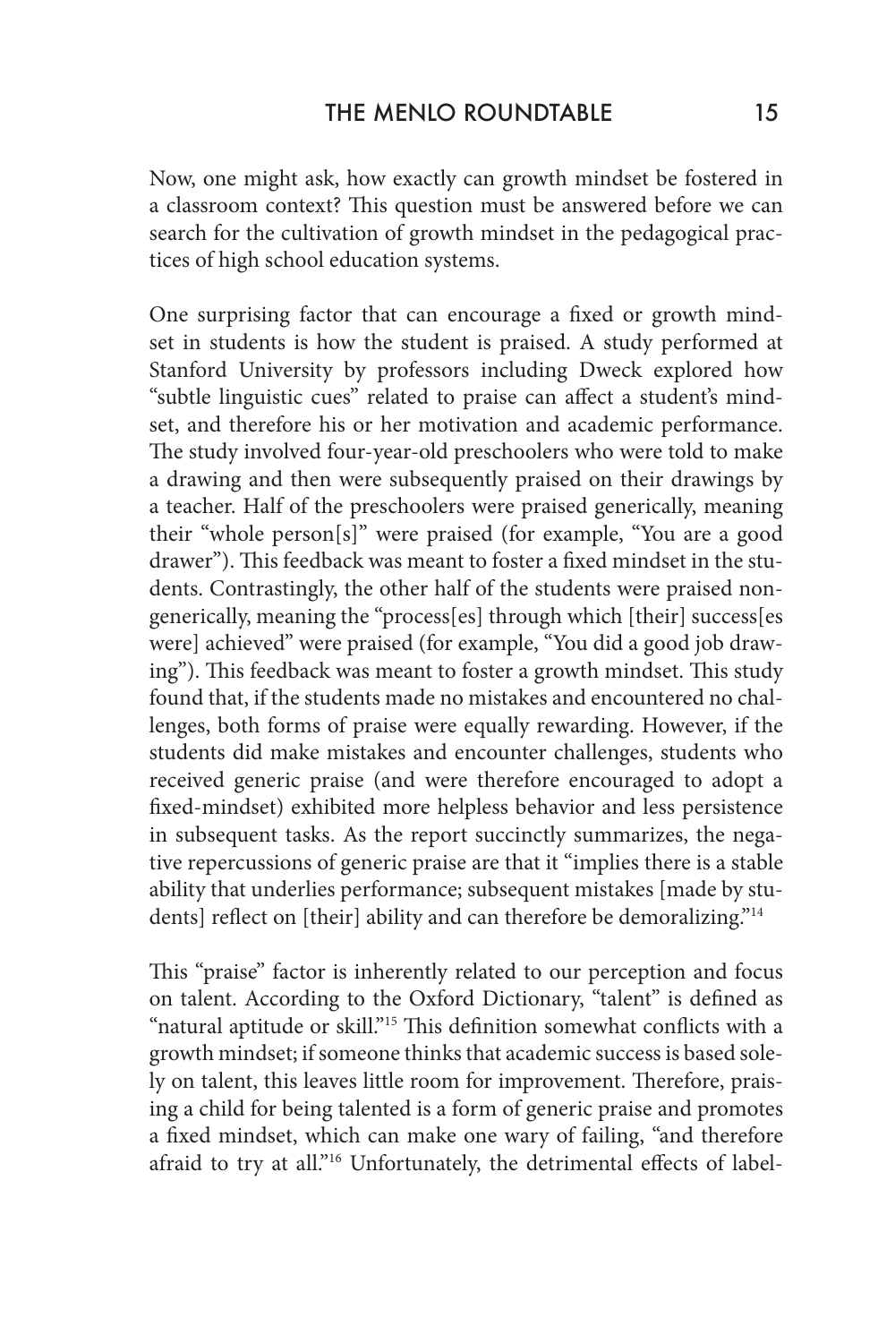Now, one might ask, how exactly can growth mindset be fostered in a classroom context? This question must be answered before we can search for the cultivation of growth mindset in the pedagogical practices of high school education systems.

One surprising factor that can encourage a fixed or growth mindset in students is how the student is praised. A study performed at Stanford University by professors including Dweck explored how "subtle linguistic cues" related to praise can affect a student's mindset, and therefore his or her motivation and academic performance. The study involved four-year-old preschoolers who were told to make a drawing and then were subsequently praised on their drawings by a teacher. Half of the preschoolers were praised generically, meaning their "whole person[s]" were praised (for example, "You are a good drawer"). This feedback was meant to foster a fixed mindset in the students. Contrastingly, the other half of the students were praised nongenerically, meaning the "process[es] through which [their] success[es were] achieved" were praised (for example, "You did a good job drawing"). This feedback was meant to foster a growth mindset. This study found that, if the students made no mistakes and encountered no challenges, both forms of praise were equally rewarding. However, if the students did make mistakes and encounter challenges, students who received generic praise (and were therefore encouraged to adopt a fixed-mindset) exhibited more helpless behavior and less persistence in subsequent tasks. As the report succinctly summarizes, the negative repercussions of generic praise are that it "implies there is a stable ability that underlies performance; subsequent mistakes [made by students] reflect on [their] ability and can therefore be demoralizing."[14]

This "praise" factor is inherently related to our perception and focus on talent. According to the Oxford Dictionary, "talent" is defined as "natural aptitude or skill."[15] This definition somewhat conflicts with a growth mindset; if someone thinks that academic success is based solely on talent, this leaves little room for improvement. Therefore, praising a child for being talented is a form of generic praise and promotes a fixed mindset, which can make one wary of failing, "and therefore afraid to try at all."[16] Unfortunately, the detrimental effects of label-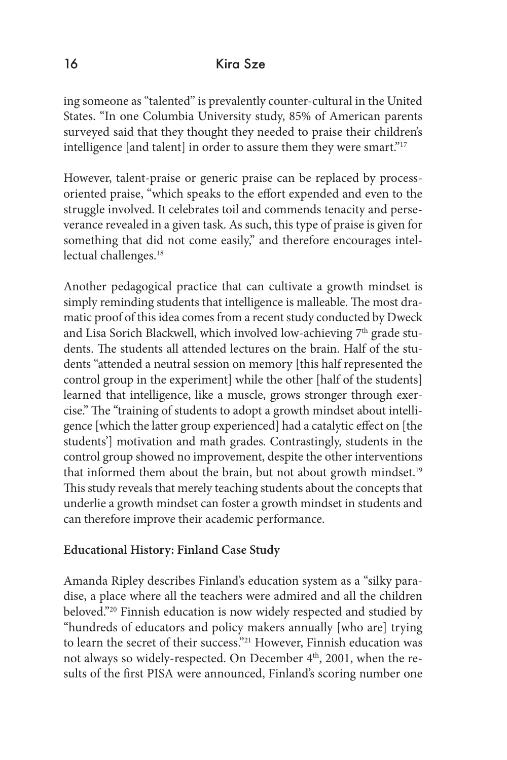ing someone as "talented" is prevalently counter-cultural in the United States. "In one Columbia University study, 85% of American parents surveyed said that they thought they needed to praise their children's intelligence [and talent] in order to assure them they were smart."[17]

However, talent-praise or generic praise can be replaced by process-oriented praise, "which speaks to the effort expended and even to the struggle involved. It celebrates toil and commends tenacity and perseverance revealed in a given task. As such, this type of praise is given for something that did not come easily," and therefore encourages intellectual challenges.[18]

Another pedagogical practice that can cultivate a growth mindset is simply reminding students that intelligence is malleable. The most dramatic proof of this idea comes from a recent study conducted by Dweck and Lisa Sorich Blackwell, which involved low-achieving 7th grade students. The students all attended lectures on the brain. Half of the students "attended a neutral session on memory [this half represented the control group in the experiment] while the other [half of the students] learned that intelligence, like a muscle, grows stronger through exercise." The "training of students to adopt a growth mindset about intelligence [which the latter group experienced] had a catalytic effect on [the students'] motivation and math grades. Contrastingly, students in the control group showed no improvement, despite the other interventions that informed them about the brain, but not about growth mindset.[19] This study reveals that merely teaching students about the concepts that underlie a growth mindset can foster a growth mindset in students and can therefore improve their academic performance.

**Educational History: Finland Case Study**

Amanda Ripley describes Finland's education system as a "silky paradise, a place where all the teachers were admired and all the children beloved."[20] Finnish education is now widely respected and studied by "hundreds of educators and policy makers annually [who are] trying to learn the secret of their success."[21] However, Finnish education was not always so widely-respected. On December 4th, 2001, when the results of the first PISA were announced, Finland's scoring number one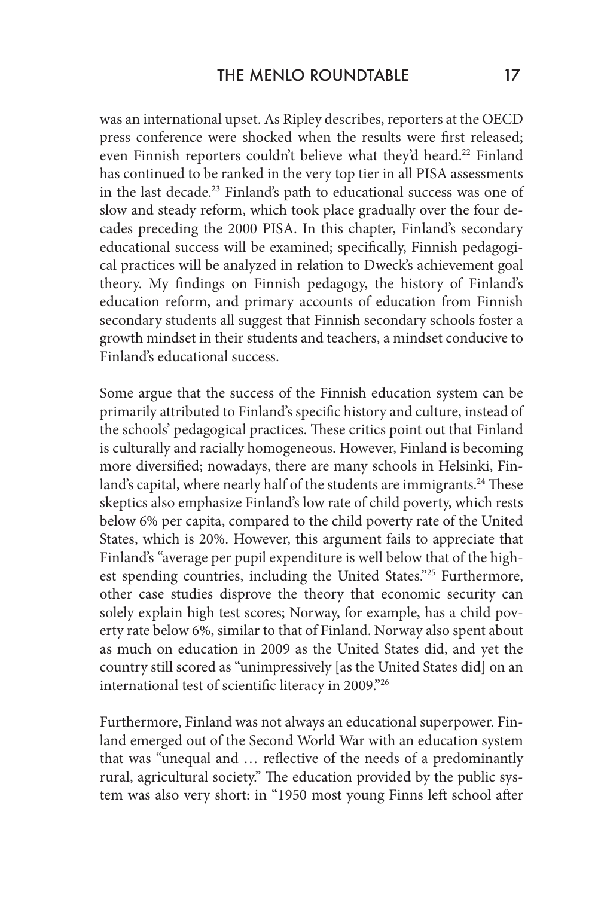was an international upset. As Ripley describes, reporters at the OECD press conference were shocked when the results were first released; even Finnish reporters couldn't believe what they'd heard.[22] Finland has continued to be ranked in the very top tier in all PISA assessments in the last decade.[23] Finland's path to educational success was one of slow and steady reform, which took place gradually over the four decades preceding the 2000 PISA. In this chapter, Finland's secondary educational success will be examined; specifically, Finnish pedagogical practices will be analyzed in relation to Dweck's achievement goal theory. My findings on Finnish pedagogy, the history of Finland's education reform, and primary accounts of education from Finnish secondary students all suggest that Finnish secondary schools foster a growth mindset in their students and teachers, a mindset conducive to Finland's educational success.

Some argue that the success of the Finnish education system can be primarily attributed to Finland's specific history and culture, instead of the schools' pedagogical practices. These critics point out that Finland is culturally and racially homogeneous. However, Finland is becoming more diversified; nowadays, there are many schools in Helsinki, Finland's capital, where nearly half of the students are immigrants.[24] These skeptics also emphasize Finland's low rate of child poverty, which rests below 6% per capita, compared to the child poverty rate of the United States, which is 20%. However, this argument fails to appreciate that Finland's "average per pupil expenditure is well below that of the highest spending countries, including the United States."[25] Furthermore, other case studies disprove the theory that economic security can solely explain high test scores; Norway, for example, has a child poverty rate below 6%, similar to that of Finland. Norway also spent about as much on education in 2009 as the United States did, and yet the country still scored as "unimpressively [as the United States did] on an international test of scientific literacy in 2009."[26]

Furthermore, Finland was not always an educational superpower. Finland emerged out of the Second World War with an education system that was "unequal and … reflective of the needs of a predominantly rural, agricultural society." The education provided by the public system was also very short: in "1950 most young Finns left school after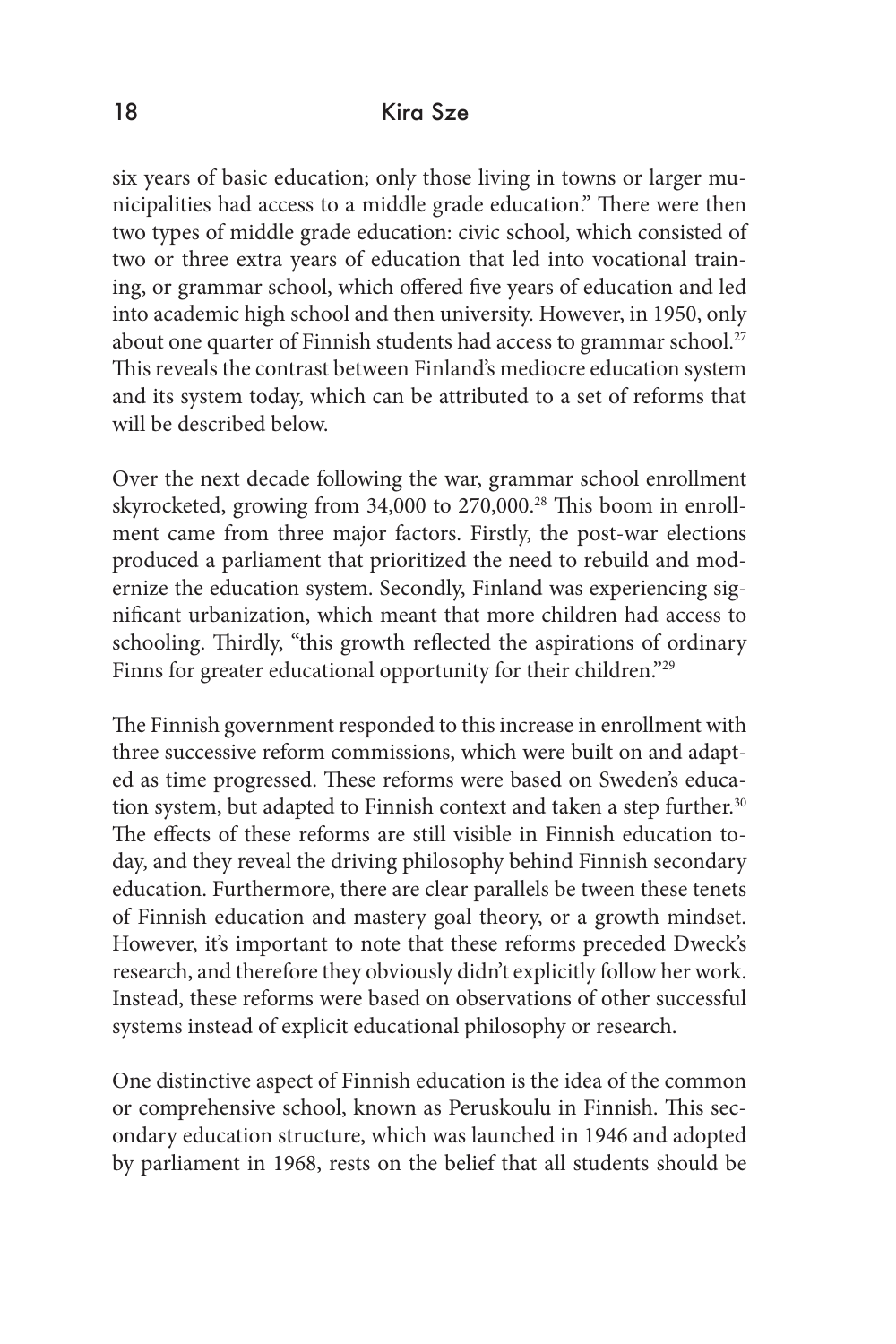six years of basic education; only those living in towns or larger municipalities had access to a middle grade education." There were then two types of middle grade education: civic school, which consisted of two or three extra years of education that led into vocational training, or grammar school, which offered five years of education and led into academic high school and then university. However, in 1950, only about one quarter of Finnish students had access to grammar school.[27] This reveals the contrast between Finland's mediocre education system and its system today, which can be attributed to a set of reforms that will be described below.

Over the next decade following the war, grammar school enrollment skyrocketed, growing from 34,000 to 270,000.[28] This boom in enrollment came from three major factors. Firstly, the post-war elections produced a parliament that prioritized the need to rebuild and modernize the education system. Secondly, Finland was experiencing significant urbanization, which meant that more children had access to schooling. Thirdly, "this growth reflected the aspirations of ordinary Finns for greater educational opportunity for their children."[29]

The Finnish government responded to this increase in enrollment with three successive reform commissions, which were built on and adapted as time progressed. These reforms were based on Sweden's education system, but adapted to Finnish context and taken a step further.[30] The effects of these reforms are still visible in Finnish education today, and they reveal the driving philosophy behind Finnish secondary education. Furthermore, there are clear parallels be tween these tenets of Finnish education and mastery goal theory, or a growth mindset. However, it's important to note that these reforms preceded Dweck's research, and therefore they obviously didn't explicitly follow her work. Instead, these reforms were based on observations of other successful systems instead of explicit educational philosophy or research.

One distinctive aspect of Finnish education is the idea of the common or comprehensive school, known as Peruskoulu in Finnish. This secondary education structure, which was launched in 1946 and adopted by parliament in 1968, rests on the belief that all students should be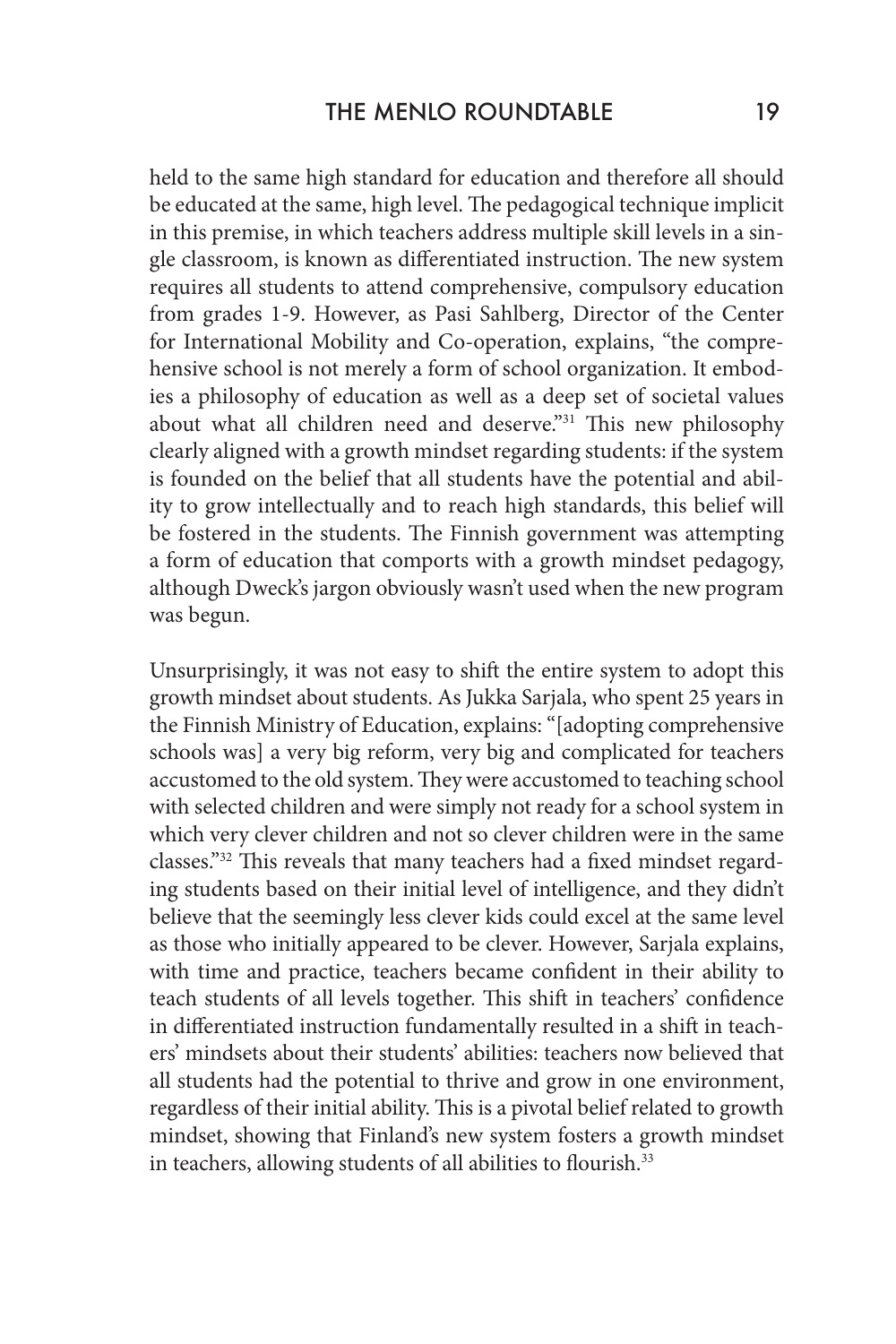held to the same high standard for education and therefore all should be educated at the same, high level. The pedagogical technique implicit in this premise, in which teachers address multiple skill levels in a single classroom, is known as differentiated instruction. The new system requires all students to attend comprehensive, compulsory education from grades 1-9. However, as Pasi Sahlberg, Director of the Center for International Mobility and Co-operation, explains, "the comprehensive school is not merely a form of school organization. It embodies a philosophy of education as well as a deep set of societal values about what all children need and deserve."[31] This new philosophy clearly aligned with a growth mindset regarding students: if the system is founded on the belief that all students have the potential and ability to grow intellectually and to reach high standards, this belief will be fostered in the students. The Finnish government was attempting a form of education that comports with a growth mindset pedagogy, although Dweck's jargon obviously wasn't used when the new program was begun.

Unsurprisingly, it was not easy to shift the entire system to adopt this growth mindset about students. As Jukka Sarjala, who spent 25 years in the Finnish Ministry of Education, explains: "[adopting comprehensive schools was] a very big reform, very big and complicated for teachers accustomed to the old system. They were accustomed to teaching school with selected children and were simply not ready for a school system in which very clever children and not so clever children were in the same classes."[32] This reveals that many teachers had a fixed mindset regarding students based on their initial level of intelligence, and they didn't believe that the seemingly less clever kids could excel at the same level as those who initially appeared to be clever. However, Sarjala explains, with time and practice, teachers became confident in their ability to teach students of all levels together. This shift in teachers' confidence in differentiated instruction fundamentally resulted in a shift in teachers' mindsets about their students' abilities: teachers now believed that all students had the potential to thrive and grow in one environment, regardless of their initial ability. This is a pivotal belief related to growth mindset, showing that Finland's new system fosters a growth mindset in teachers, allowing students of all abilities to flourish.[33]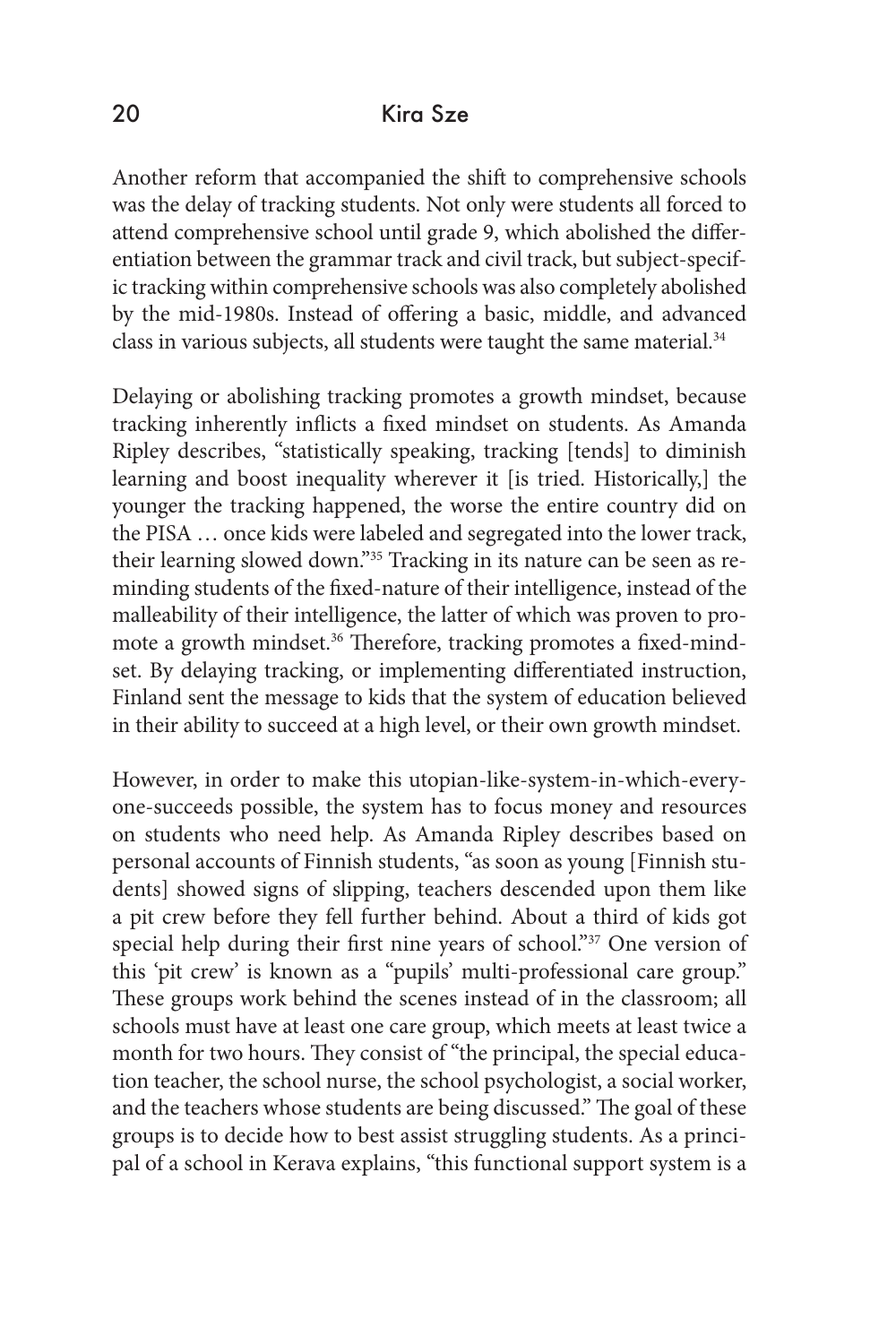Another reform that accompanied the shift to comprehensive schools was the delay of tracking students. Not only were students all forced to attend comprehensive school until grade 9, which abolished the differentiation between the grammar track and civil track, but subject-specific tracking within comprehensive schools was also completely abolished by the mid-1980s. Instead of offering a basic, middle, and advanced class in various subjects, all students were taught the same material.[34]

Delaying or abolishing tracking promotes a growth mindset, because tracking inherently inflicts a fixed mindset on students. As Amanda Ripley describes, "statistically speaking, tracking [tends] to diminish learning and boost inequality wherever it [is tried. Historically,] the younger the tracking happened, the worse the entire country did on the PISA … once kids were labeled and segregated into the lower track, their learning slowed down."[35] Tracking in its nature can be seen as reminding students of the fixed-nature of their intelligence, instead of the malleability of their intelligence, the latter of which was proven to promote a growth mindset.[36] Therefore, tracking promotes a fixed-mindset. By delaying tracking, or implementing differentiated instruction, Finland sent the message to kids that the system of education believed in their ability to succeed at a high level, or their own growth mindset.

However, in order to make this utopian-like-system-in-which-everyone-succeeds possible, the system has to focus money and resources on students who need help. As Amanda Ripley describes based on personal accounts of Finnish students, "as soon as young [Finnish students] showed signs of slipping, teachers descended upon them like a pit crew before they fell further behind. About a third of kids got special help during their first nine years of school."[37] One version of this 'pit crew' is known as a "pupils' multi-professional care group." These groups work behind the scenes instead of in the classroom; all schools must have at least one care group, which meets at least twice a month for two hours. They consist of "the principal, the special education teacher, the school nurse, the school psychologist, a social worker, and the teachers whose students are being discussed." The goal of these groups is to decide how to best assist struggling students. As a principal of a school in Kerava explains, "this functional support system is a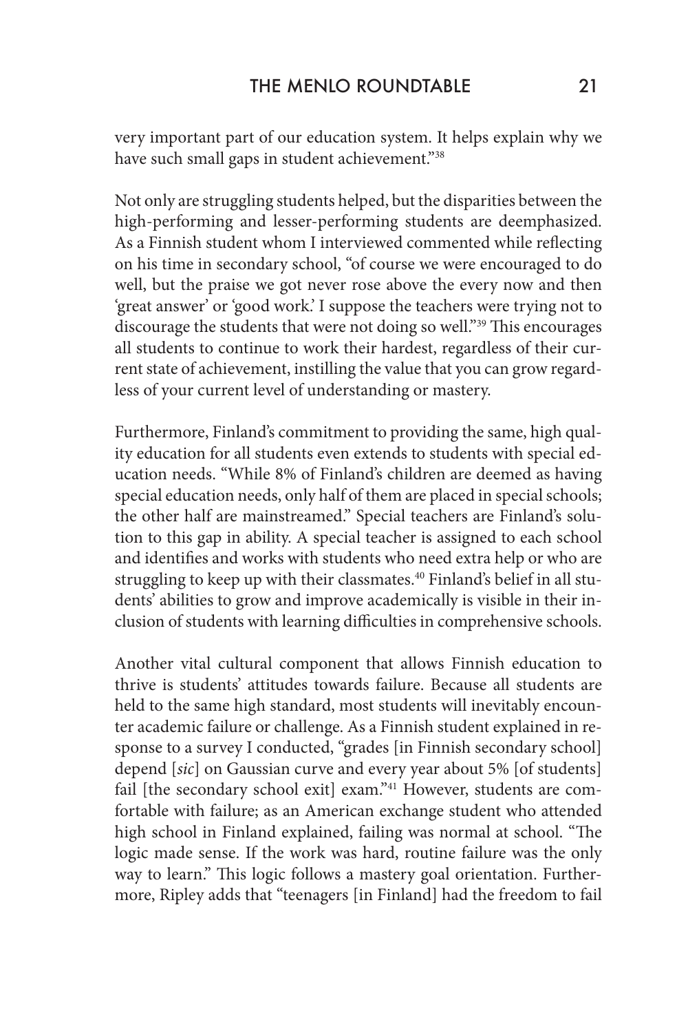very important part of our education system. It helps explain why we have such small gaps in student achievement."[38]

Not only are struggling students helped, but the disparities between the high-performing and lesser-performing students are deemphasized. As a Finnish student whom I interviewed commented while reflecting on his time in secondary school, "of course we were encouraged to do well, but the praise we got never rose above the every now and then 'great answer' or 'good work.' I suppose the teachers were trying not to discourage the students that were not doing so well."[39] This encourages all students to continue to work their hardest, regardless of their current state of achievement, instilling the value that you can grow regardless of your current level of understanding or mastery.

Furthermore, Finland's commitment to providing the same, high quality education for all students even extends to students with special education needs. "While 8% of Finland's children are deemed as having special education needs, only half of them are placed in special schools; the other half are mainstreamed." Special teachers are Finland's solution to this gap in ability. A special teacher is assigned to each school and identifies and works with students who need extra help or who are struggling to keep up with their classmates.[40] Finland's belief in all students' abilities to grow and improve academically is visible in their inclusion of students with learning difficulties in comprehensive schools.

Another vital cultural component that allows Finnish education to thrive is students' attitudes towards failure. Because all students are held to the same high standard, most students will inevitably encounter academic failure or challenge. As a Finnish student explained in response to a survey I conducted, "grades [in Finnish secondary school] depend [*sic*] on Gaussian curve and every year about 5% [of students] fail [the secondary school exit] exam."[41] However, students are comfortable with failure; as an American exchange student who attended high school in Finland explained, failing was normal at school. "The logic made sense. If the work was hard, routine failure was the only way to learn." This logic follows a mastery goal orientation. Furthermore, Ripley adds that "teenagers [in Finland] had the freedom to fail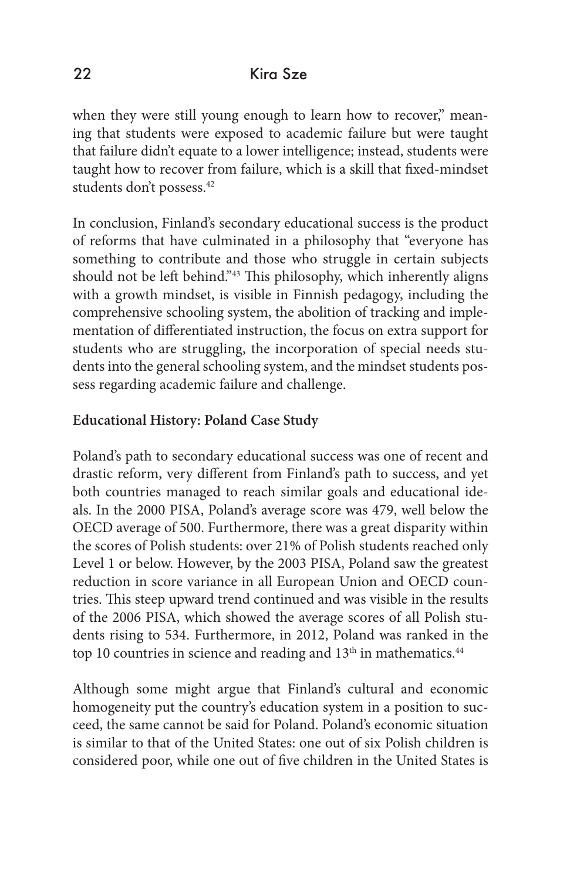when they were still young enough to learn how to recover," meaning that students were exposed to academic failure but were taught that failure didn't equate to a lower intelligence; instead, students were taught how to recover from failure, which is a skill that fixed-mindset students don't possess.[42]

In conclusion, Finland's secondary educational success is the product of reforms that have culminated in a philosophy that "everyone has something to contribute and those who struggle in certain subjects should not be left behind."[43] This philosophy, which inherently aligns with a growth mindset, is visible in Finnish pedagogy, including the comprehensive schooling system, the abolition of tracking and implementation of differentiated instruction, the focus on extra support for students who are struggling, the incorporation of special needs students into the general schooling system, and the mindset students possess regarding academic failure and challenge.

**Educational History: Poland Case Study**

Poland's path to secondary educational success was one of recent and drastic reform, very different from Finland's path to success, and yet both countries managed to reach similar goals and educational ideals. In the 2000 PISA, Poland's average score was 479, well below the OECD average of 500. Furthermore, there was a great disparity within the scores of Polish students: over 21% of Polish students reached only Level 1 or below. However, by the 2003 PISA, Poland saw the greatest reduction in score variance in all European Union and OECD countries. This steep upward trend continued and was visible in the results of the 2006 PISA, which showed the average scores of all Polish students rising to 534. Furthermore, in 2012, Poland was ranked in the top 10 countries in science and reading and 13th in mathematics.[44]

Although some might argue that Finland's cultural and economic homogeneity put the country's education system in a position to succeed, the same cannot be said for Poland. Poland's economic situation is similar to that of the United States: one out of six Polish children is considered poor, while one out of five children in the United States is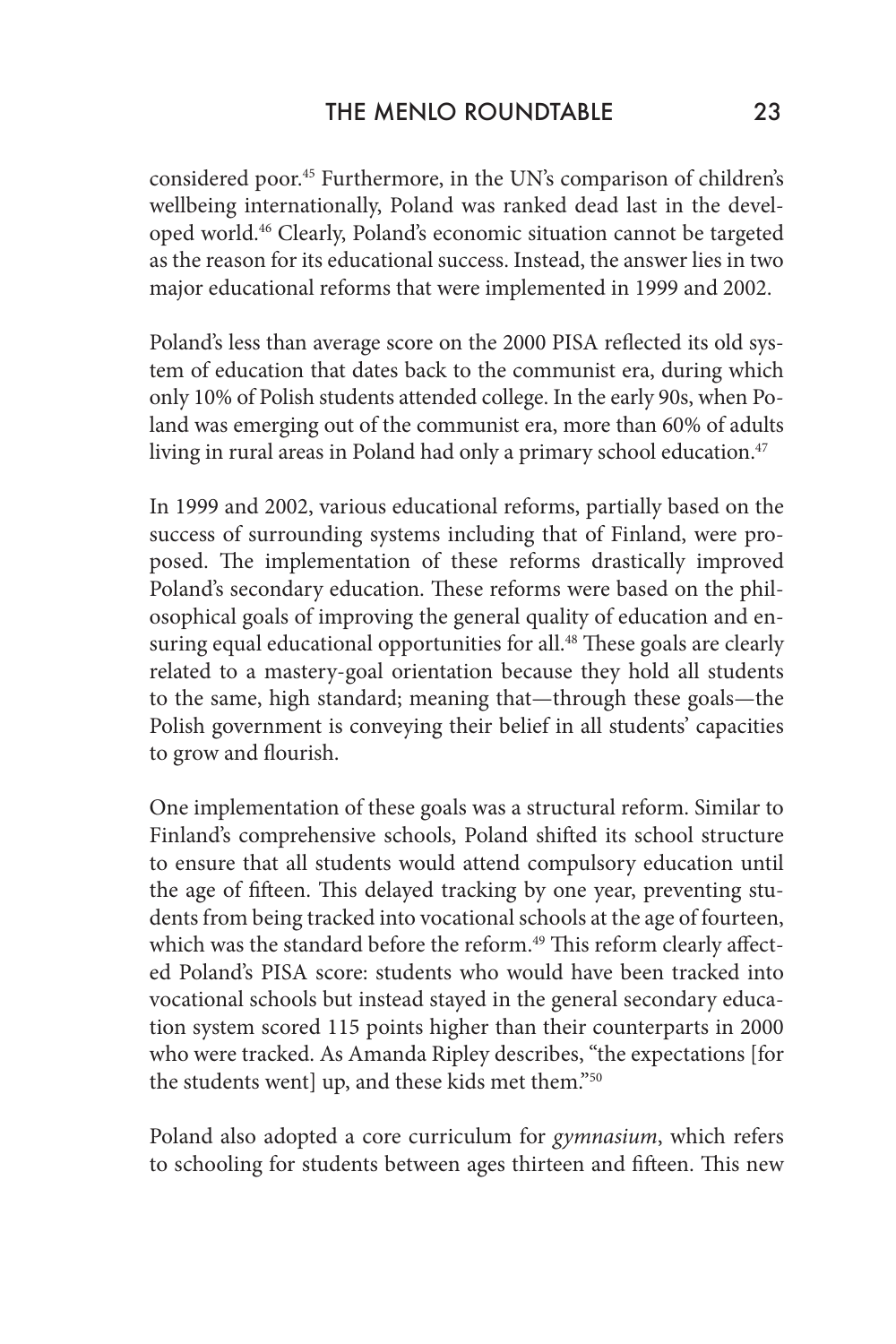considered poor.[45] Furthermore, in the UN's comparison of children's wellbeing internationally, Poland was ranked dead last in the developed world.[46] Clearly, Poland's economic situation cannot be targeted as the reason for its educational success. Instead, the answer lies in two major educational reforms that were implemented in 1999 and 2002.

Poland's less than average score on the 2000 PISA reflected its old system of education that dates back to the communist era, during which only 10% of Polish students attended college. In the early 90s, when Poland was emerging out of the communist era, more than 60% of adults living in rural areas in Poland had only a primary school education.[47]

In 1999 and 2002, various educational reforms, partially based on the success of surrounding systems including that of Finland, were proposed. The implementation of these reforms drastically improved Poland's secondary education. These reforms were based on the philosophical goals of improving the general quality of education and ensuring equal educational opportunities for all.[48] These goals are clearly related to a mastery-goal orientation because they hold all students to the same, high standard; meaning that—through these goals—the Polish government is conveying their belief in all students' capacities to grow and flourish.

One implementation of these goals was a structural reform. Similar to Finland's comprehensive schools, Poland shifted its school structure to ensure that all students would attend compulsory education until the age of fifteen. This delayed tracking by one year, preventing students from being tracked into vocational schools at the age of fourteen, which was the standard before the reform.[49] This reform clearly affected Poland's PISA score: students who would have been tracked into vocational schools but instead stayed in the general secondary education system scored 115 points higher than their counterparts in 2000 who were tracked. As Amanda Ripley describes, "the expectations [for the students went] up, and these kids met them."[50]

Poland also adopted a core curriculum for *gymnasium*, which refers to schooling for students between ages thirteen and fifteen. This new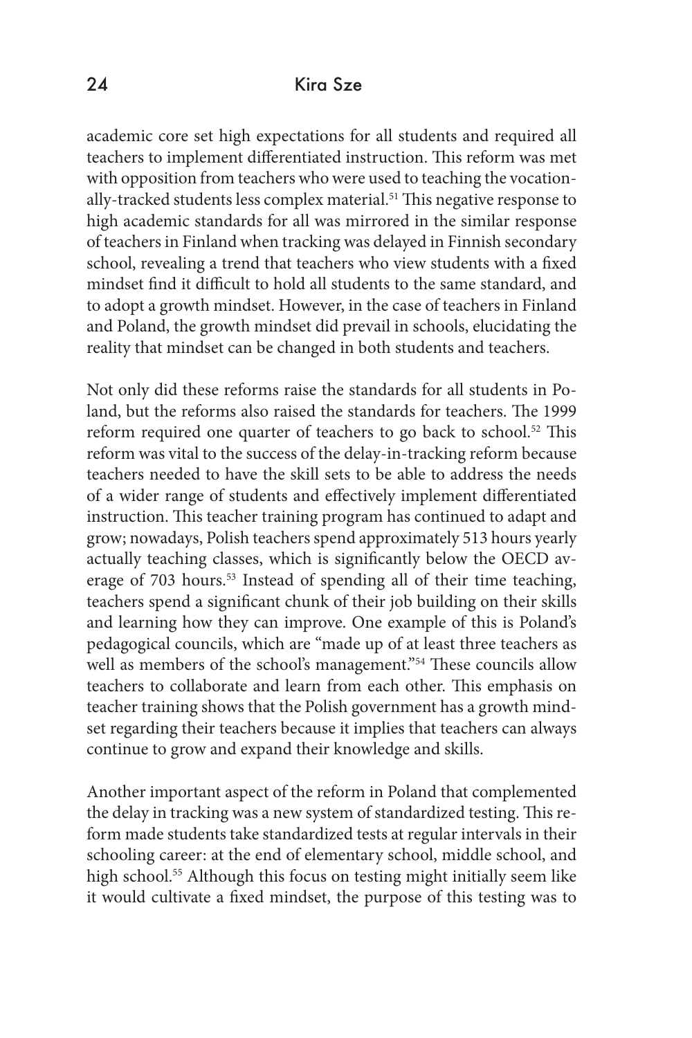academic core set high expectations for all students and required all teachers to implement differentiated instruction. This reform was met with opposition from teachers who were used to teaching the vocationally-tracked students less complex material.[51] This negative response to high academic standards for all was mirrored in the similar response of teachers in Finland when tracking was delayed in Finnish secondary school, revealing a trend that teachers who view students with a fixed mindset find it difficult to hold all students to the same standard, and to adopt a growth mindset. However, in the case of teachers in Finland and Poland, the growth mindset did prevail in schools, elucidating the reality that mindset can be changed in both students and teachers.

Not only did these reforms raise the standards for all students in Poland, but the reforms also raised the standards for teachers. The 1999 reform required one quarter of teachers to go back to school.[52] This reform was vital to the success of the delay-in-tracking reform because teachers needed to have the skill sets to be able to address the needs of a wider range of students and effectively implement differentiated instruction. This teacher training program has continued to adapt and grow; nowadays, Polish teachers spend approximately 513 hours yearly actually teaching classes, which is significantly below the OECD average of 703 hours.[53] Instead of spending all of their time teaching, teachers spend a significant chunk of their job building on their skills and learning how they can improve. One example of this is Poland's pedagogical councils, which are "made up of at least three teachers as well as members of the school's management."[54] These councils allow teachers to collaborate and learn from each other. This emphasis on teacher training shows that the Polish government has a growth mindset regarding their teachers because it implies that teachers can always continue to grow and expand their knowledge and skills.

Another important aspect of the reform in Poland that complemented the delay in tracking was a new system of standardized testing. This reform made students take standardized tests at regular intervals in their schooling career: at the end of elementary school, middle school, and high school.[55] Although this focus on testing might initially seem like it would cultivate a fixed mindset, the purpose of this testing was to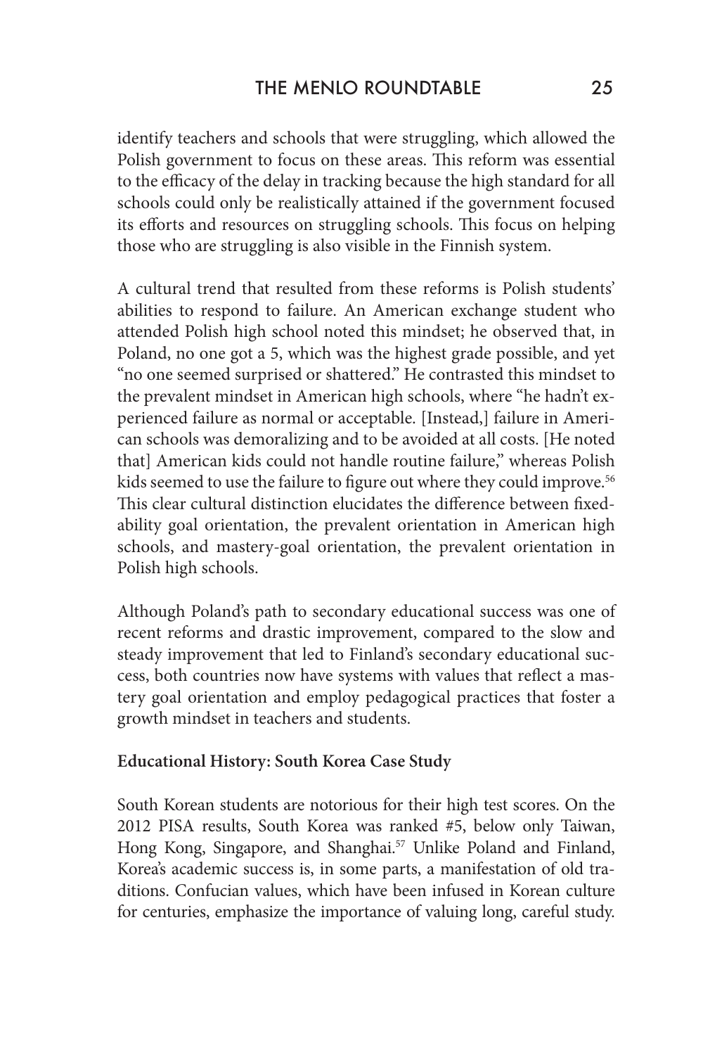identify teachers and schools that were struggling, which allowed the Polish government to focus on these areas. This reform was essential to the efficacy of the delay in tracking because the high standard for all schools could only be realistically attained if the government focused its efforts and resources on struggling schools. This focus on helping those who are struggling is also visible in the Finnish system.

A cultural trend that resulted from these reforms is Polish students' abilities to respond to failure. An American exchange student who attended Polish high school noted this mindset; he observed that, in Poland, no one got a 5, which was the highest grade possible, and yet "no one seemed surprised or shattered." He contrasted this mindset to the prevalent mindset in American high schools, where "he hadn't experienced failure as normal or acceptable. [Instead,] failure in American schools was demoralizing and to be avoided at all costs. [He noted that] American kids could not handle routine failure," whereas Polish kids seemed to use the failure to figure out where they could improve.[56] This clear cultural distinction elucidates the difference between fixed-ability goal orientation, the prevalent orientation in American high schools, and mastery-goal orientation, the prevalent orientation in Polish high schools.

Although Poland's path to secondary educational success was one of recent reforms and drastic improvement, compared to the slow and steady improvement that led to Finland's secondary educational success, both countries now have systems with values that reflect a mastery goal orientation and employ pedagogical practices that foster a growth mindset in teachers and students.

**Educational History: South Korea Case Study**

South Korean students are notorious for their high test scores. On the 2012 PISA results, South Korea was ranked #5, below only Taiwan, Hong Kong, Singapore, and Shanghai.[57] Unlike Poland and Finland, Korea's academic success is, in some parts, a manifestation of old traditions. Confucian values, which have been infused in Korean culture for centuries, emphasize the importance of valuing long, careful study.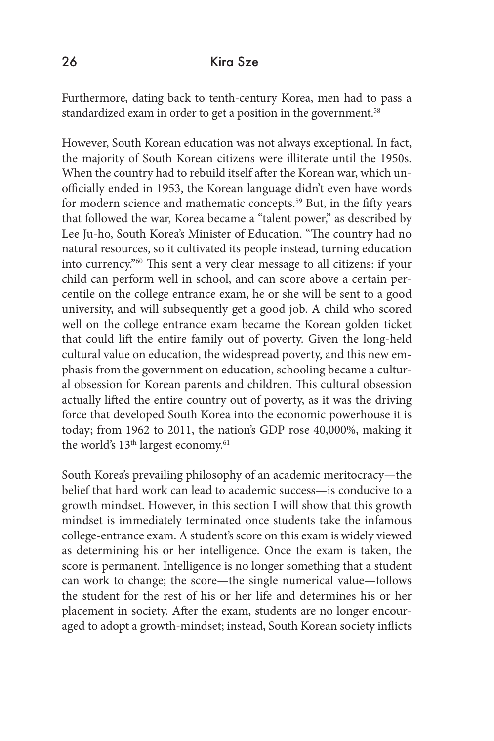Furthermore, dating back to tenth-century Korea, men had to pass a standardized exam in order to get a position in the government.[58]

However, South Korean education was not always exceptional. In fact, the majority of South Korean citizens were illiterate until the 1950s. When the country had to rebuild itself after the Korean war, which unofficially ended in 1953, the Korean language didn't even have words for modern science and mathematic concepts.[59] But, in the fifty years that followed the war, Korea became a "talent power," as described by Lee Ju-ho, South Korea's Minister of Education. "The country had no natural resources, so it cultivated its people instead, turning education into currency."[60] This sent a very clear message to all citizens: if your child can perform well in school, and can score above a certain percentile on the college entrance exam, he or she will be sent to a good university, and will subsequently get a good job. A child who scored well on the college entrance exam became the Korean golden ticket that could lift the entire family out of poverty. Given the long-held cultural value on education, the widespread poverty, and this new emphasis from the government on education, schooling became a cultural obsession for Korean parents and children. This cultural obsession actually lifted the entire country out of poverty, as it was the driving force that developed South Korea into the economic powerhouse it is today; from 1962 to 2011, the nation's GDP rose 40,000%, making it the world's 13th largest economy.[61]

South Korea's prevailing philosophy of an academic meritocracy—the belief that hard work can lead to academic success—is conducive to a growth mindset. However, in this section I will show that this growth mindset is immediately terminated once students take the infamous college-entrance exam. A student's score on this exam is widely viewed as determining his or her intelligence. Once the exam is taken, the score is permanent. Intelligence is no longer something that a student can work to change; the score—the single numerical value—follows the student for the rest of his or her life and determines his or her placement in society. After the exam, students are no longer encouraged to adopt a growth-mindset; instead, South Korean society inflicts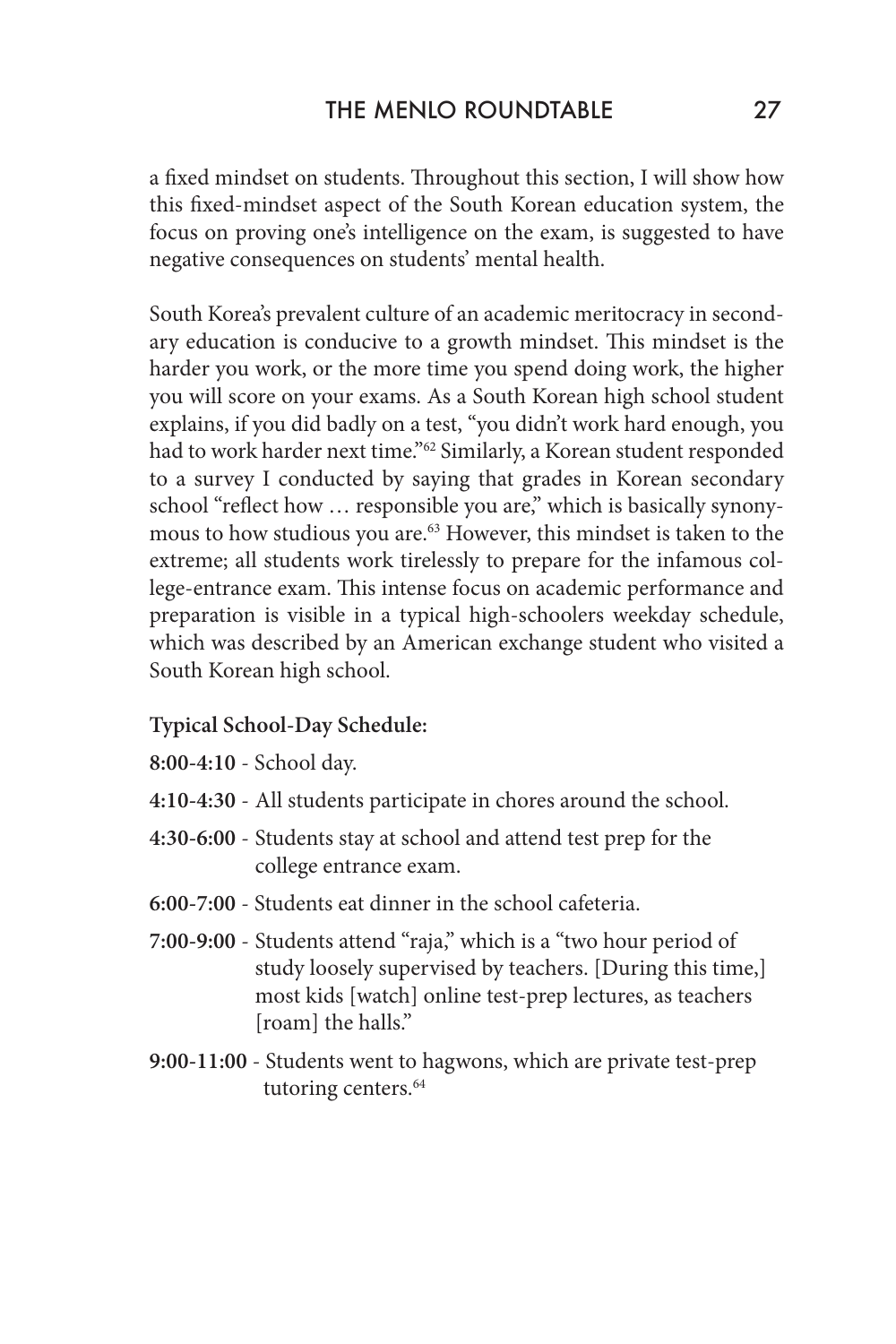a fixed mindset on students. Throughout this section, I will show how this fixed-mindset aspect of the South Korean education system, the focus on proving one's intelligence on the exam, is suggested to have negative consequences on students' mental health.

South Korea's prevalent culture of an academic meritocracy in secondary education is conducive to a growth mindset. This mindset is the harder you work, or the more time you spend doing work, the higher you will score on your exams. As a South Korean high school student explains, if you did badly on a test, "you didn't work hard enough, you had to work harder next time."[62] Similarly, a Korean student responded to a survey I conducted by saying that grades in Korean secondary school "reflect how … responsible you are," which is basically synonymous to how studious you are.[63] However, this mindset is taken to the extreme; all students work tirelessly to prepare for the infamous college-entrance exam. This intense focus on academic performance and preparation is visible in a typical high-schoolers weekday schedule, which was described by an American exchange student who visited a South Korean high school.

**Typical School-Day Schedule:**

**8:00-4:10** - School day.

**4:10-4:30** - All students participate in chores around the school.

**4:30-6:00** - Students stay at school and attend test prep for the college entrance exam.

**6:00-7:00** - Students eat dinner in the school cafeteria.

**7:00-9:00** - Students attend "raja," which is a "two hour period of study loosely supervised by teachers. [During this time,] most kids [watch] online test-prep lectures, as teachers [roam] the halls."

**9:00-11:00** - Students went to hagwons, which are private test-prep tutoring centers.[64]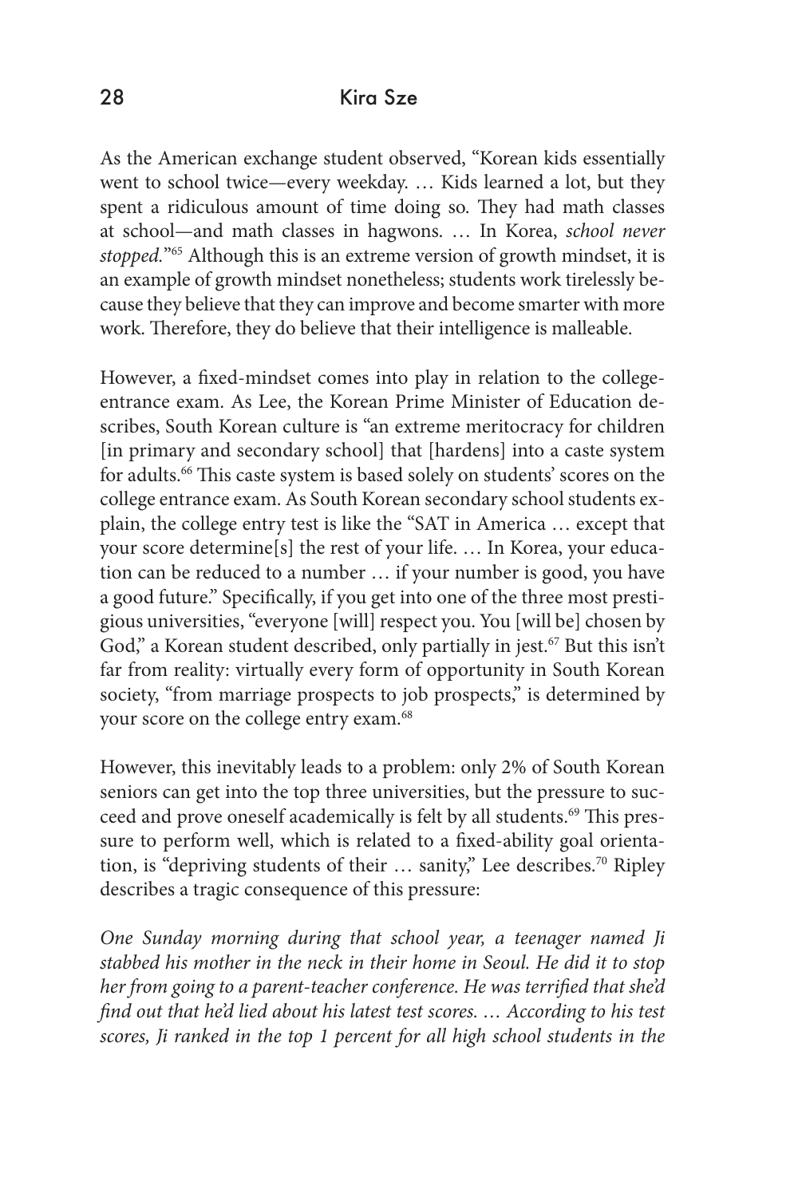As the American exchange student observed, "Korean kids essentially went to school twice—every weekday. … Kids learned a lot, but they spent a ridiculous amount of time doing so. They had math classes at school—and math classes in hagwons. … In Korea, *school never stopped.*"[65] Although this is an extreme version of growth mindset, it is an example of growth mindset nonetheless; students work tirelessly because they believe that they can improve and become smarter with more work. Therefore, they do believe that their intelligence is malleable.

However, a fixed-mindset comes into play in relation to the college-entrance exam. As Lee, the Korean Prime Minister of Education describes, South Korean culture is "an extreme meritocracy for children [in primary and secondary school] that [hardens] into a caste system for adults.[66] This caste system is based solely on students' scores on the college entrance exam. As South Korean secondary school students explain, the college entry test is like the "SAT in America … except that your score determine[s] the rest of your life. … In Korea, your education can be reduced to a number … if your number is good, you have a good future." Specifically, if you get into one of the three most prestigious universities, "everyone [will] respect you. You [will be] chosen by God," a Korean student described, only partially in jest.[67] But this isn't far from reality: virtually every form of opportunity in South Korean society, "from marriage prospects to job prospects," is determined by your score on the college entry exam.[68]

However, this inevitably leads to a problem: only 2% of South Korean seniors can get into the top three universities, but the pressure to succeed and prove oneself academically is felt by all students.[69] This pressure to perform well, which is related to a fixed-ability goal orientation, is "depriving students of their … sanity," Lee describes.[70] Ripley describes a tragic consequence of this pressure:

*One Sunday morning during that school year, a teenager named Ji stabbed his mother in the neck in their home in Seoul. He did it to stop her from going to a parent-teacher conference. He was terrified that she'd find out that he'd lied about his latest test scores. … According to his test scores, Ji ranked in the top 1 percent for all high school students in the*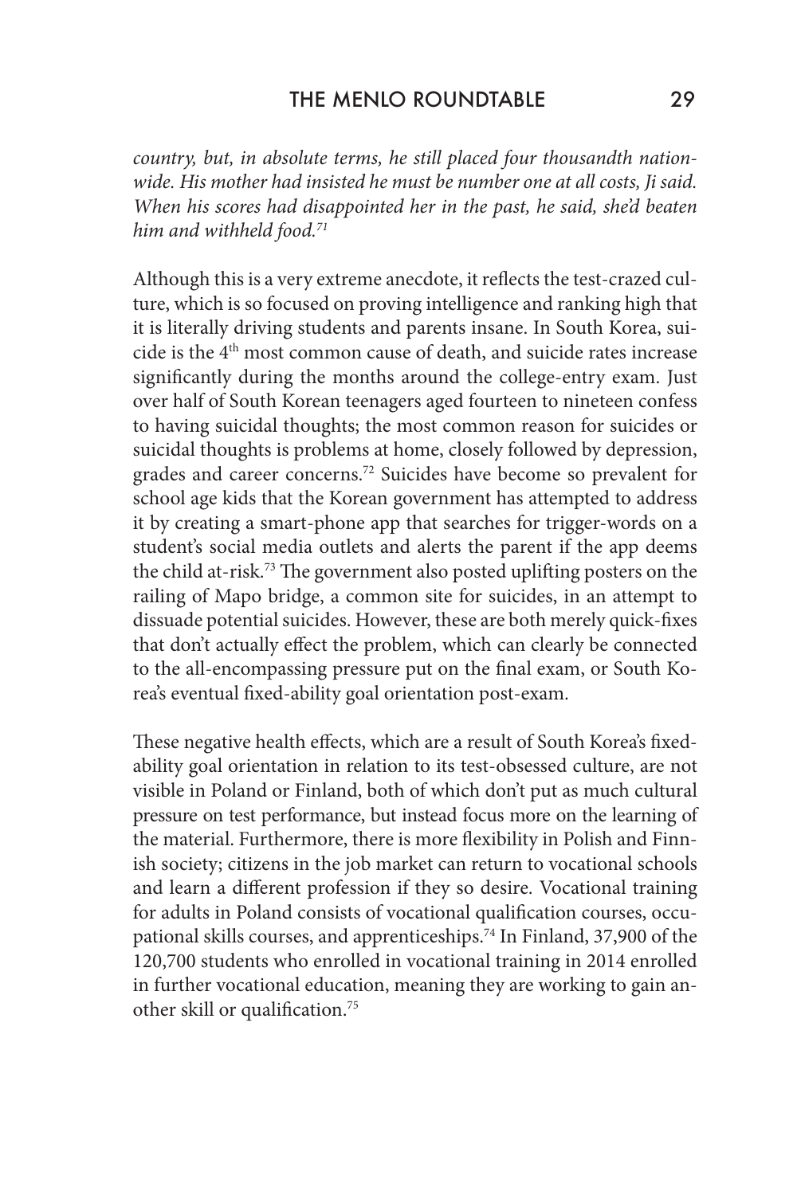*country, but, in absolute terms, he still placed four thousandth nationwide. His mother had insisted he must be number one at all costs, Ji said. When his scores had disappointed her in the past, he said, she'd beaten him and withheld food.*[71]

Although this is a very extreme anecdote, it reflects the test-crazed culture, which is so focused on proving intelligence and ranking high that it is literally driving students and parents insane. In South Korea, suicide is the 4th most common cause of death, and suicide rates increase significantly during the months around the college-entry exam. Just over half of South Korean teenagers aged fourteen to nineteen confess to having suicidal thoughts; the most common reason for suicides or suicidal thoughts is problems at home, closely followed by depression, grades and career concerns.[72] Suicides have become so prevalent for school age kids that the Korean government has attempted to address it by creating a smart-phone app that searches for trigger-words on a student's social media outlets and alerts the parent if the app deems the child at-risk.[73] The government also posted uplifting posters on the railing of Mapo bridge, a common site for suicides, in an attempt to dissuade potential suicides. However, these are both merely quick-fixes that don't actually effect the problem, which can clearly be connected to the all-encompassing pressure put on the final exam, or South Korea's eventual fixed-ability goal orientation post-exam.

These negative health effects, which are a result of South Korea's fixed-ability goal orientation in relation to its test-obsessed culture, are not visible in Poland or Finland, both of which don't put as much cultural pressure on test performance, but instead focus more on the learning of the material. Furthermore, there is more flexibility in Polish and Finnish society; citizens in the job market can return to vocational schools and learn a different profession if they so desire. Vocational training for adults in Poland consists of vocational qualification courses, occupational skills courses, and apprenticeships.[74] In Finland, 37,900 of the 120,700 students who enrolled in vocational training in 2014 enrolled in further vocational education, meaning they are working to gain another skill or qualification.[75]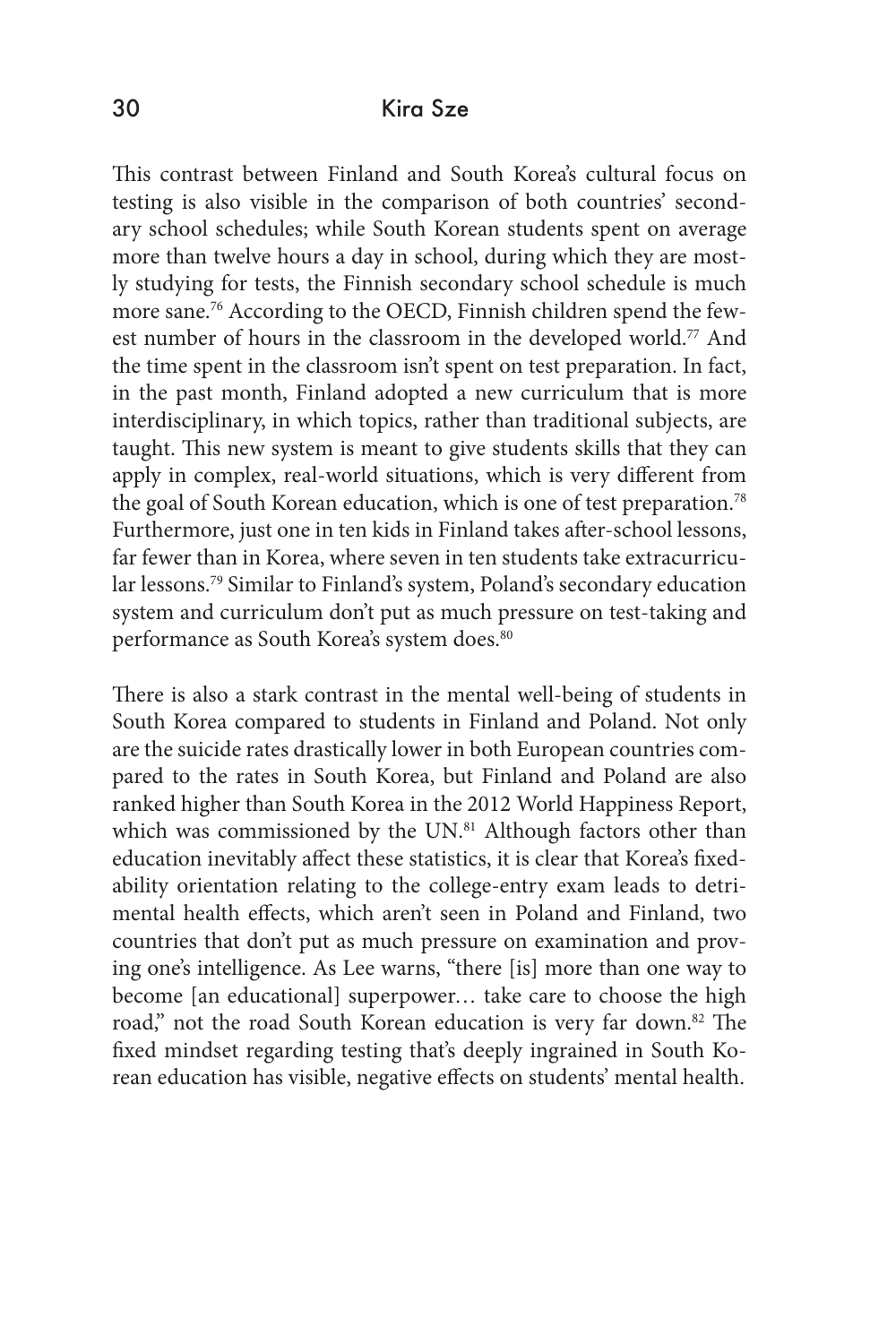This contrast between Finland and South Korea's cultural focus on testing is also visible in the comparison of both countries' secondary school schedules; while South Korean students spent on average more than twelve hours a day in school, during which they are mostly studying for tests, the Finnish secondary school schedule is much more sane.[76] According to the OECD, Finnish children spend the fewest number of hours in the classroom in the developed world.[77] And the time spent in the classroom isn't spent on test preparation. In fact, in the past month, Finland adopted a new curriculum that is more interdisciplinary, in which topics, rather than traditional subjects, are taught. This new system is meant to give students skills that they can apply in complex, real-world situations, which is very different from the goal of South Korean education, which is one of test preparation.[78] Furthermore, just one in ten kids in Finland takes after-school lessons, far fewer than in Korea, where seven in ten students take extracurricular lessons.[79] Similar to Finland's system, Poland's secondary education system and curriculum don't put as much pressure on test-taking and performance as South Korea's system does.[80]

There is also a stark contrast in the mental well-being of students in South Korea compared to students in Finland and Poland. Not only are the suicide rates drastically lower in both European countries compared to the rates in South Korea, but Finland and Poland are also ranked higher than South Korea in the 2012 World Happiness Report, which was commissioned by the UN.[81] Although factors other than education inevitably affect these statistics, it is clear that Korea's fixed-ability orientation relating to the college-entry exam leads to detrimental health effects, which aren't seen in Poland and Finland, two countries that don't put as much pressure on examination and proving one's intelligence. As Lee warns, "there [is] more than one way to become [an educational] superpower… take care to choose the high road," not the road South Korean education is very far down.[82] The fixed mindset regarding testing that's deeply ingrained in South Korean education has visible, negative effects on students' mental health.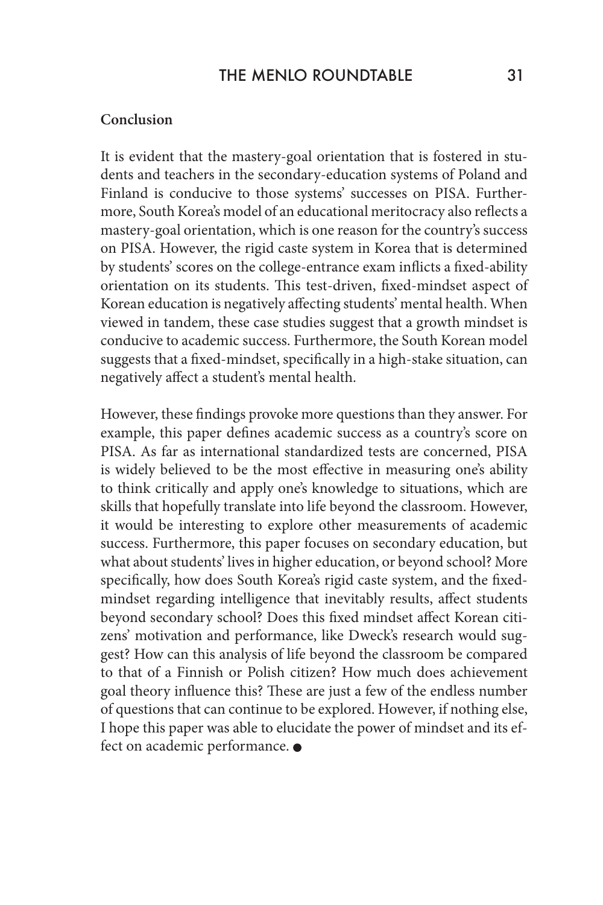## Conclusion

It is evident that the mastery-goal orientation that is fostered in students and teachers in the secondary-education systems of Poland and Finland is conducive to those systems' successes on PISA. Furthermore, South Korea's model of an educational meritocracy also reflects a mastery-goal orientation, which is one reason for the country's success on PISA. However, the rigid caste system in Korea that is determined by students' scores on the college-entrance exam inflicts a fixed-ability orientation on its students. This test-driven, fixed-mindset aspect of Korean education is negatively affecting students' mental health. When viewed in tandem, these case studies suggest that a growth mindset is conducive to academic success. Furthermore, the South Korean model suggests that a fixed-mindset, specifically in a high-stake situation, can negatively affect a student's mental health.

However, these findings provoke more questions than they answer. For example, this paper defines academic success as a country's score on PISA. As far as international standardized tests are concerned, PISA is widely believed to be the most effective in measuring one's ability to think critically and apply one's knowledge to situations, which are skills that hopefully translate into life beyond the classroom. However, it would be interesting to explore other measurements of academic success. Furthermore, this paper focuses on secondary education, but what about students' lives in higher education, or beyond school? More specifically, how does South Korea's rigid caste system, and the fixed-mindset regarding intelligence that inevitably results, affect students beyond secondary school? Does this fixed mindset affect Korean citizens' motivation and performance, like Dweck's research would suggest? How can this analysis of life beyond the classroom be compared to that of a Finnish or Polish citizen? How much does achievement goal theory influence this? These are just a few of the endless number of questions that can continue to be explored. However, if nothing else, I hope this paper was able to elucidate the power of mindset and its effect on academic performance. ●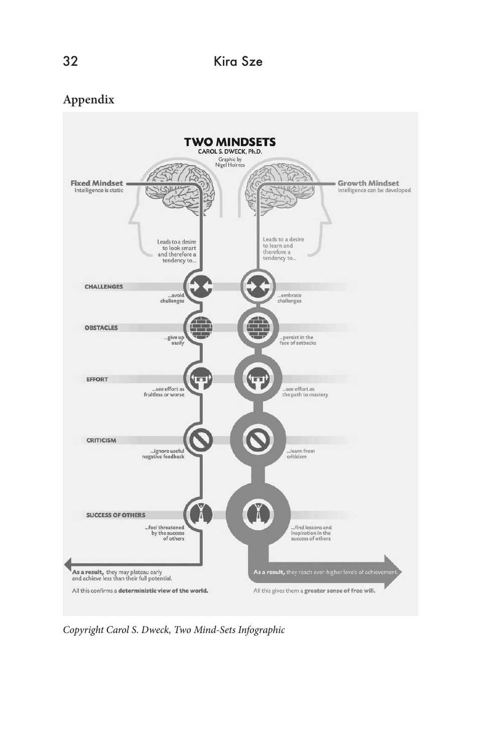## Appendix

TWO MINDSETS
CAROL S. DWECK, Ph.D.
Graphic by Nigel Holmes

**Fixed Mindset**
Intelligence is static

**Growth Mindset**
Intelligence can be developed

Leads to a desire to look smart and therefore a tendency to...

Leads to a desire to learn and therefore a tendency to...

**CHALLENGES**
...avoid challenges
...embrace challenges

**OBSTACLES**
...give up easily
...persist in the face of setbacks

**EFFORT**
...see effort as fruitless or worse
...see effort as the path to mastery

**CRITICISM**
...ignore useful negative feedback
...learn from criticism

**SUCCESS OF OTHERS**
...feel threatened by the success of others
...find lessons and inspiration in the success of others

**As a result,** they may plateau early and achieve less than their full potential.

All this confirms a **deterministic view of the world.**

**As a result,** they reach ever-higher levels of achievement.

All this gives them a **greater sense of free will.**

*Copyright Carol S. Dweck, Two Mind-Sets Infographic*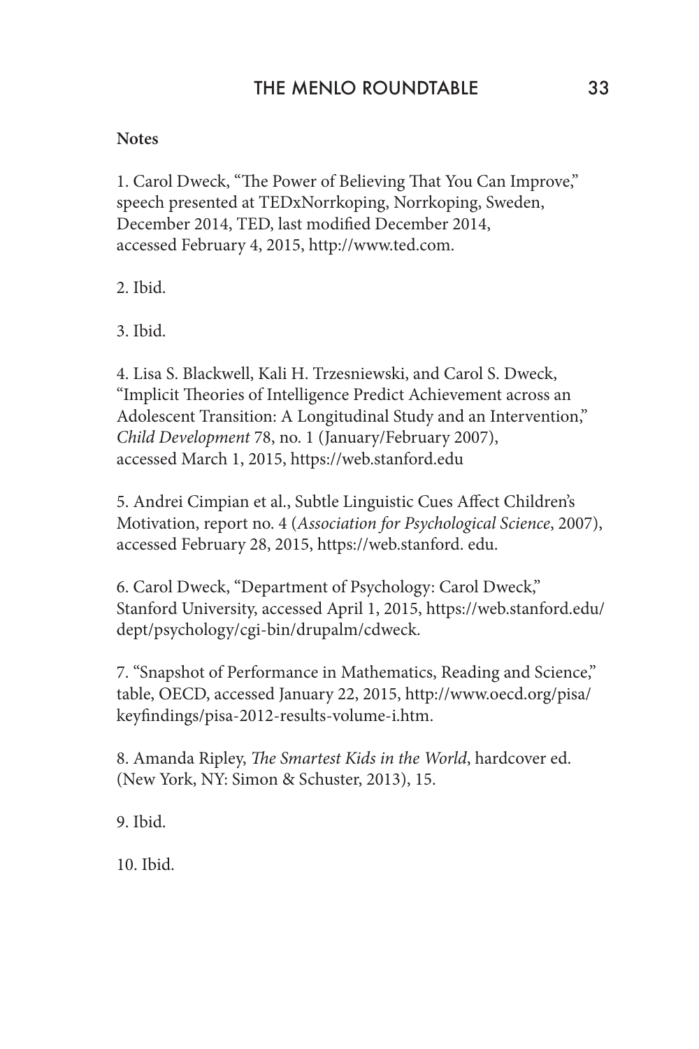**Notes**

1. Carol Dweck, "The Power of Believing That You Can Improve," speech presented at TEDxNorrkoping, Norrkoping, Sweden, December 2014, TED, last modified December 2014, accessed February 4, 2015, http://www.ted.com.

2. Ibid.

3. Ibid.

4. Lisa S. Blackwell, Kali H. Trzesniewski, and Carol S. Dweck, "Implicit Theories of Intelligence Predict Achievement across an Adolescent Transition: A Longitudinal Study and an Intervention," *Child Development* 78, no. 1 (January/February 2007), accessed March 1, 2015, https://web.stanford.edu

5. Andrei Cimpian et al., Subtle Linguistic Cues Affect Children's Motivation, report no. 4 (*Association for Psychological Science*, 2007), accessed February 28, 2015, https://web.stanford. edu.

6. Carol Dweck, "Department of Psychology: Carol Dweck," Stanford University, accessed April 1, 2015, https://web.stanford.edu/dept/psychology/cgi-bin/drupalm/cdweck.

7. "Snapshot of Performance in Mathematics, Reading and Science," table, OECD, accessed January 22, 2015, http://www.oecd.org/pisa/keyfindings/pisa-2012-results-volume-i.htm.

8. Amanda Ripley, *The Smartest Kids in the World*, hardcover ed. (New York, NY: Simon & Schuster, 2013), 15.

9. Ibid.

10. Ibid.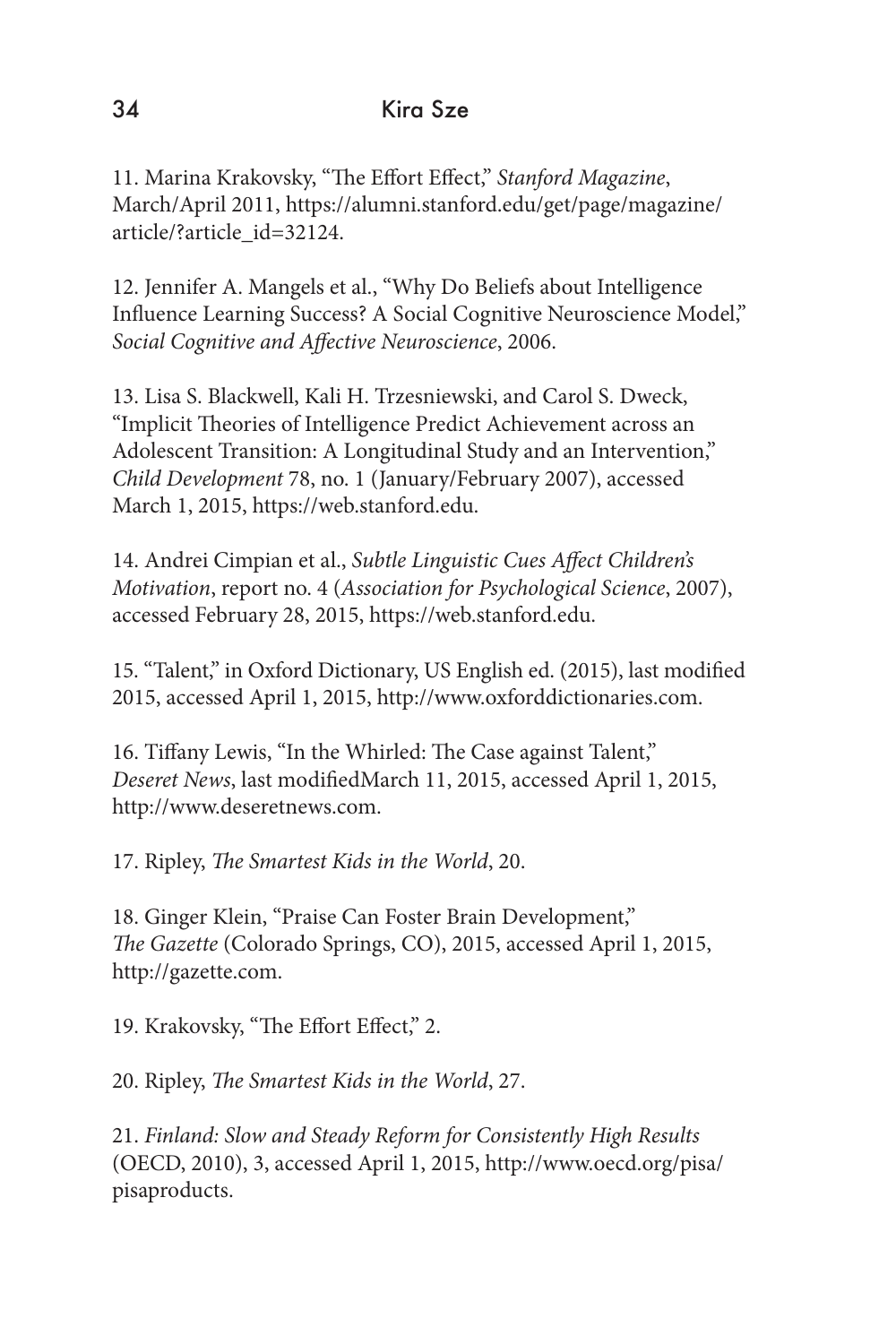11. Marina Krakovsky, "The Effort Effect," *Stanford Magazine*, March/April 2011, https://alumni.stanford.edu/get/page/magazine/article/?article_id=32124.

12. Jennifer A. Mangels et al., "Why Do Beliefs about Intelligence Influence Learning Success? A Social Cognitive Neuroscience Model," *Social Cognitive and Affective Neuroscience*, 2006.

13. Lisa S. Blackwell, Kali H. Trzesniewski, and Carol S. Dweck, "Implicit Theories of Intelligence Predict Achievement across an Adolescent Transition: A Longitudinal Study and an Intervention," *Child Development* 78, no. 1 (January/February 2007), accessed March 1, 2015, https://web.stanford.edu.

14. Andrei Cimpian et al., *Subtle Linguistic Cues Affect Children's Motivation*, report no. 4 (*Association for Psychological Science*, 2007), accessed February 28, 2015, https://web.stanford.edu.

15. "Talent," in Oxford Dictionary, US English ed. (2015), last modified 2015, accessed April 1, 2015, http://www.oxforddictionaries.com.

16. Tiffany Lewis, "In the Whirled: The Case against Talent," *Deseret News*, last modifiedMarch 11, 2015, accessed April 1, 2015, http://www.deseretnews.com.

17. Ripley, *The Smartest Kids in the World*, 20.

18. Ginger Klein, "Praise Can Foster Brain Development," *The Gazette* (Colorado Springs, CO), 2015, accessed April 1, 2015, http://gazette.com.

19. Krakovsky, "The Effort Effect," 2.

20. Ripley, *The Smartest Kids in the World*, 27.

21. *Finland: Slow and Steady Reform for Consistently High Results* (OECD, 2010), 3, accessed April 1, 2015, http://www.oecd.org/pisa/pisaproducts.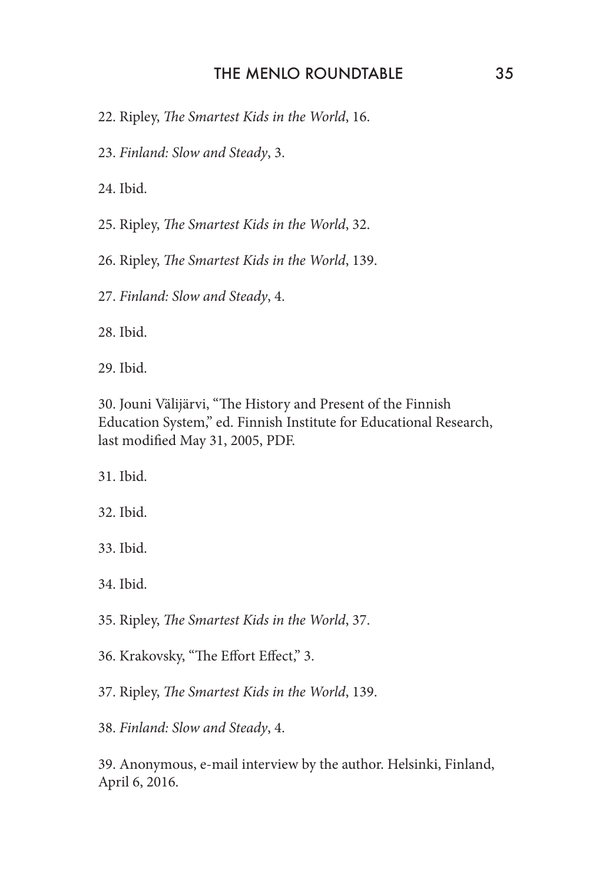22. Ripley, *The Smartest Kids in the World*, 16.

23. *Finland: Slow and Steady*, 3.

24. Ibid.

25. Ripley, *The Smartest Kids in the World*, 32.

26. Ripley, *The Smartest Kids in the World*, 139.

27. *Finland: Slow and Steady*, 4.

28. Ibid.

29. Ibid.

30. Jouni Välijärvi, "The History and Present of the Finnish Education System," ed. Finnish Institute for Educational Research, last modified May 31, 2005, PDF.

31. Ibid.

32. Ibid.

33. Ibid.

34. Ibid.

35. Ripley, *The Smartest Kids in the World*, 37.

36. Krakovsky, "The Effort Effect," 3.

37. Ripley, *The Smartest Kids in the World*, 139.

38. *Finland: Slow and Steady*, 4.

39. Anonymous, e-mail interview by the author. Helsinki, Finland, April 6, 2016.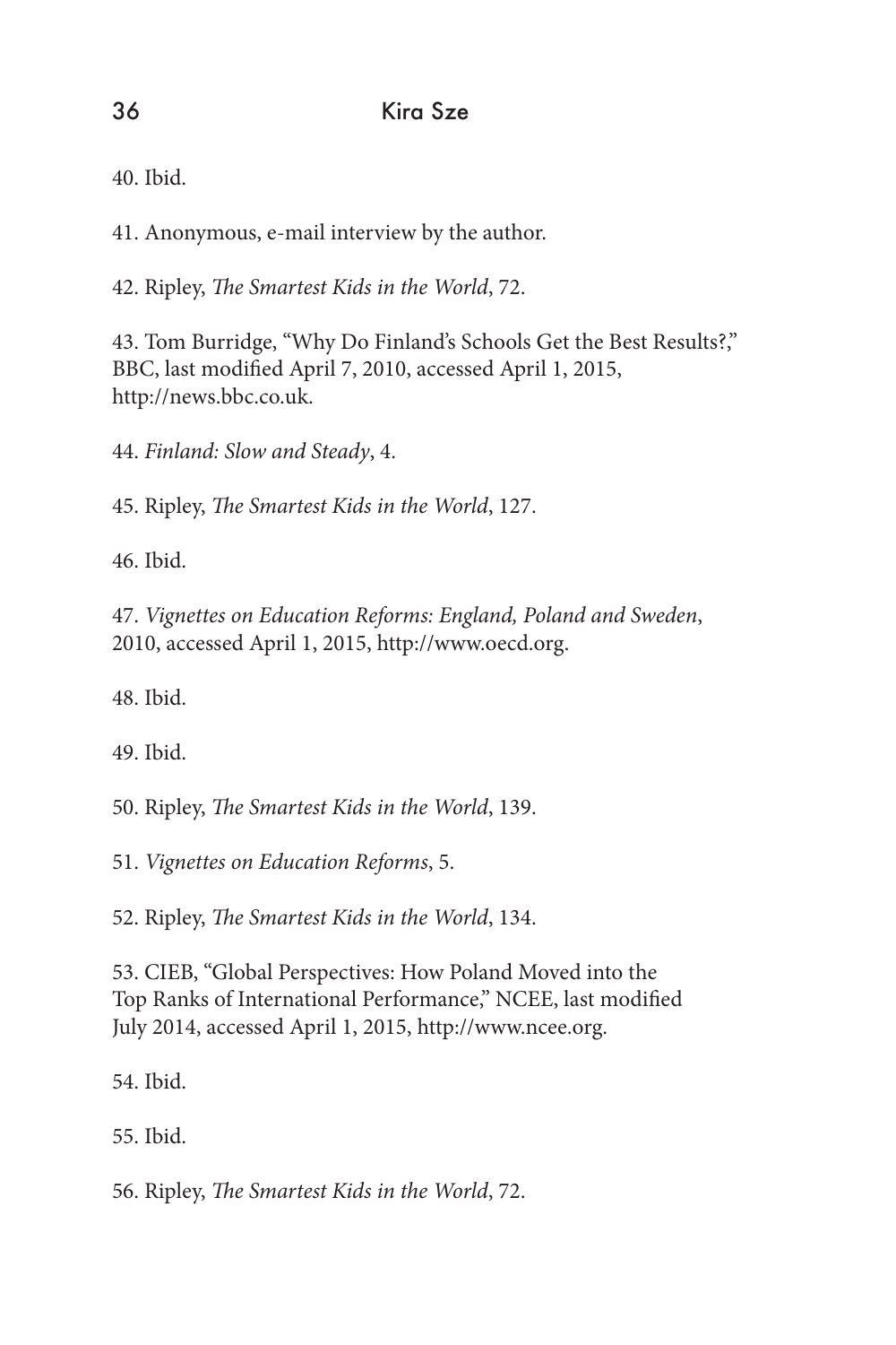40. Ibid.

41. Anonymous, e-mail interview by the author.

42. Ripley, *The Smartest Kids in the World*, 72.

43. Tom Burridge, "Why Do Finland's Schools Get the Best Results?," BBC, last modified April 7, 2010, accessed April 1, 2015, http://news.bbc.co.uk.

44. *Finland: Slow and Steady*, 4.

45. Ripley, *The Smartest Kids in the World*, 127.

46. Ibid.

47. *Vignettes on Education Reforms: England, Poland and Sweden*, 2010, accessed April 1, 2015, http://www.oecd.org.

48. Ibid.

49. Ibid.

50. Ripley, *The Smartest Kids in the World*, 139.

51. *Vignettes on Education Reforms*, 5.

52. Ripley, *The Smartest Kids in the World*, 134.

53. CIEB, "Global Perspectives: How Poland Moved into the Top Ranks of International Performance," NCEE, last modified July 2014, accessed April 1, 2015, http://www.ncee.org.

54. Ibid.

55. Ibid.

56. Ripley, *The Smartest Kids in the World*, 72.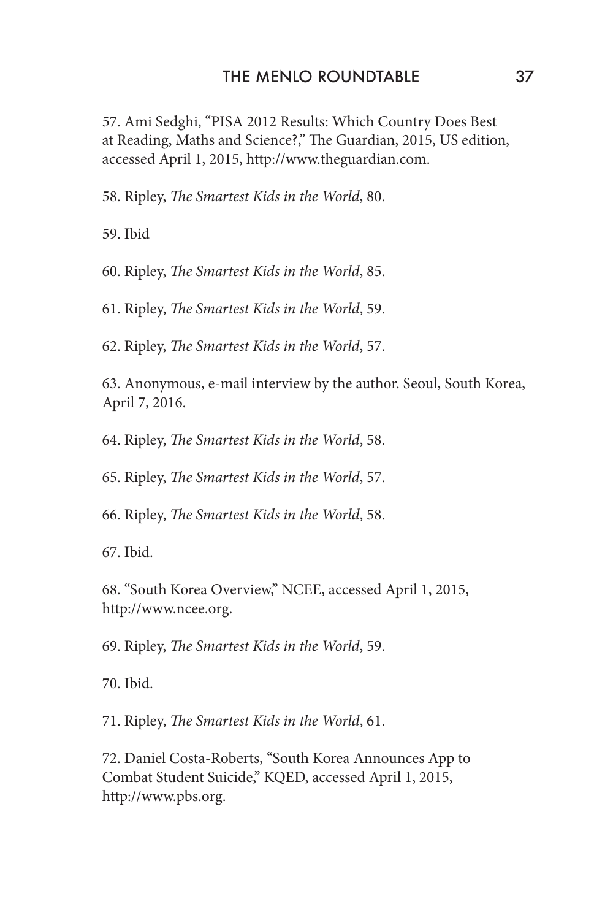57. Ami Sedghi, "PISA 2012 Results: Which Country Does Best at Reading, Maths and Science?," The Guardian, 2015, US edition, accessed April 1, 2015, http://www.theguardian.com.

58. Ripley, *The Smartest Kids in the World*, 80.

59. Ibid

60. Ripley, *The Smartest Kids in the World*, 85.

61. Ripley, *The Smartest Kids in the World*, 59.

62. Ripley, *The Smartest Kids in the World*, 57.

63. Anonymous, e-mail interview by the author. Seoul, South Korea, April 7, 2016.

64. Ripley, *The Smartest Kids in the World*, 58.

65. Ripley, *The Smartest Kids in the World*, 57.

66. Ripley, *The Smartest Kids in the World*, 58.

67. Ibid.

68. "South Korea Overview," NCEE, accessed April 1, 2015, http://www.ncee.org.

69. Ripley, *The Smartest Kids in the World*, 59.

70. Ibid.

71. Ripley, *The Smartest Kids in the World*, 61.

72. Daniel Costa-Roberts, "South Korea Announces App to Combat Student Suicide," KQED, accessed April 1, 2015, http://www.pbs.org.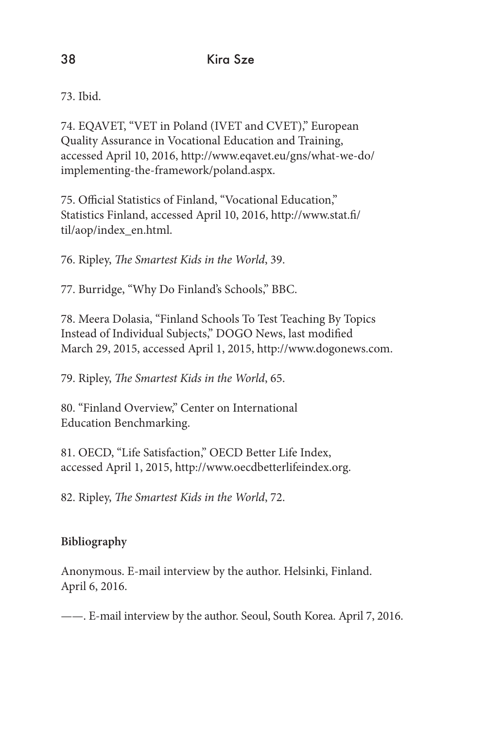73. Ibid.

74. EQAVET, "VET in Poland (IVET and CVET)," European Quality Assurance in Vocational Education and Training, accessed April 10, 2016, http://www.eqavet.eu/gns/what-we-do/implementing-the-framework/poland.aspx.

75. Official Statistics of Finland, "Vocational Education," Statistics Finland, accessed April 10, 2016, http://www.stat.fi/til/aop/index_en.html.

76. Ripley, *The Smartest Kids in the World*, 39.

77. Burridge, "Why Do Finland's Schools," BBC.

78. Meera Dolasia, "Finland Schools To Test Teaching By Topics Instead of Individual Subjects," DOGO News, last modified March 29, 2015, accessed April 1, 2015, http://www.dogonews.com.

79. Ripley, *The Smartest Kids in the World*, 65.

80. "Finland Overview," Center on International Education Benchmarking.

81. OECD, "Life Satisfaction," OECD Better Life Index, accessed April 1, 2015, http://www.oecdbetterlifeindex.org.

82. Ripley, *The Smartest Kids in the World*, 72.

**Bibliography**

Anonymous. E-mail interview by the author. Helsinki, Finland. April 6, 2016.

——. E-mail interview by the author. Seoul, South Korea. April 7, 2016.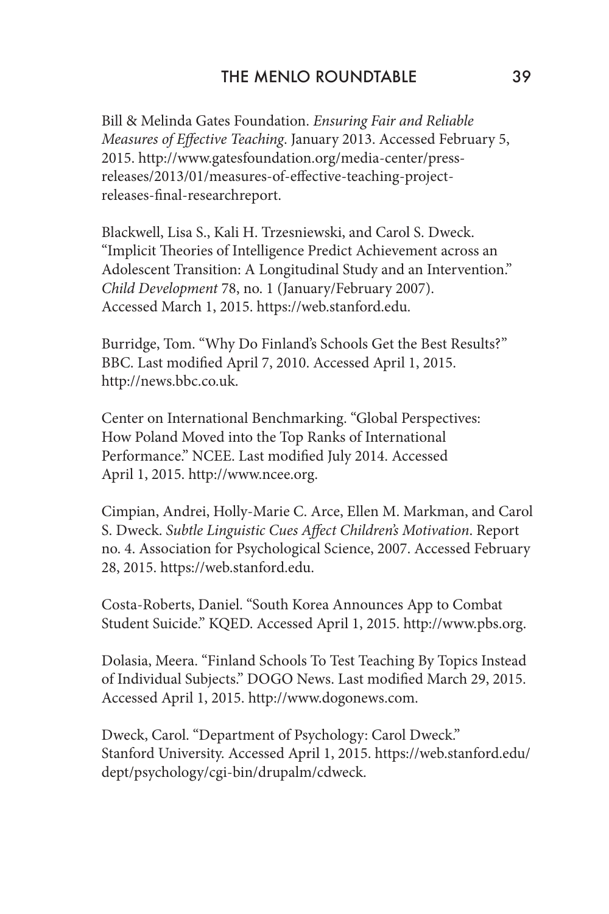Bill & Melinda Gates Foundation. *Ensuring Fair and Reliable Measures of Effective Teaching*. January 2013. Accessed February 5, 2015. http://www.gatesfoundation.org/media-center/press-releases/2013/01/measures-of-effective-teaching-project-releases-final-researchreport.

Blackwell, Lisa S., Kali H. Trzesniewski, and Carol S. Dweck. "Implicit Theories of Intelligence Predict Achievement across an Adolescent Transition: A Longitudinal Study and an Intervention." *Child Development* 78, no. 1 (January/February 2007). Accessed March 1, 2015. https://web.stanford.edu.

Burridge, Tom. "Why Do Finland's Schools Get the Best Results?" BBC. Last modified April 7, 2010. Accessed April 1, 2015. http://news.bbc.co.uk.

Center on International Benchmarking. "Global Perspectives: How Poland Moved into the Top Ranks of International Performance." NCEE. Last modified July 2014. Accessed April 1, 2015. http://www.ncee.org.

Cimpian, Andrei, Holly-Marie C. Arce, Ellen M. Markman, and Carol S. Dweck. *Subtle Linguistic Cues Affect Children's Motivation*. Report no. 4. Association for Psychological Science, 2007. Accessed February 28, 2015. https://web.stanford.edu.

Costa-Roberts, Daniel. "South Korea Announces App to Combat Student Suicide." KQED. Accessed April 1, 2015. http://www.pbs.org.

Dolasia, Meera. "Finland Schools To Test Teaching By Topics Instead of Individual Subjects." DOGO News. Last modified March 29, 2015. Accessed April 1, 2015. http://www.dogonews.com.

Dweck, Carol. "Department of Psychology: Carol Dweck." Stanford University. Accessed April 1, 2015. https://web.stanford.edu/dept/psychology/cgi-bin/drupalm/cdweck.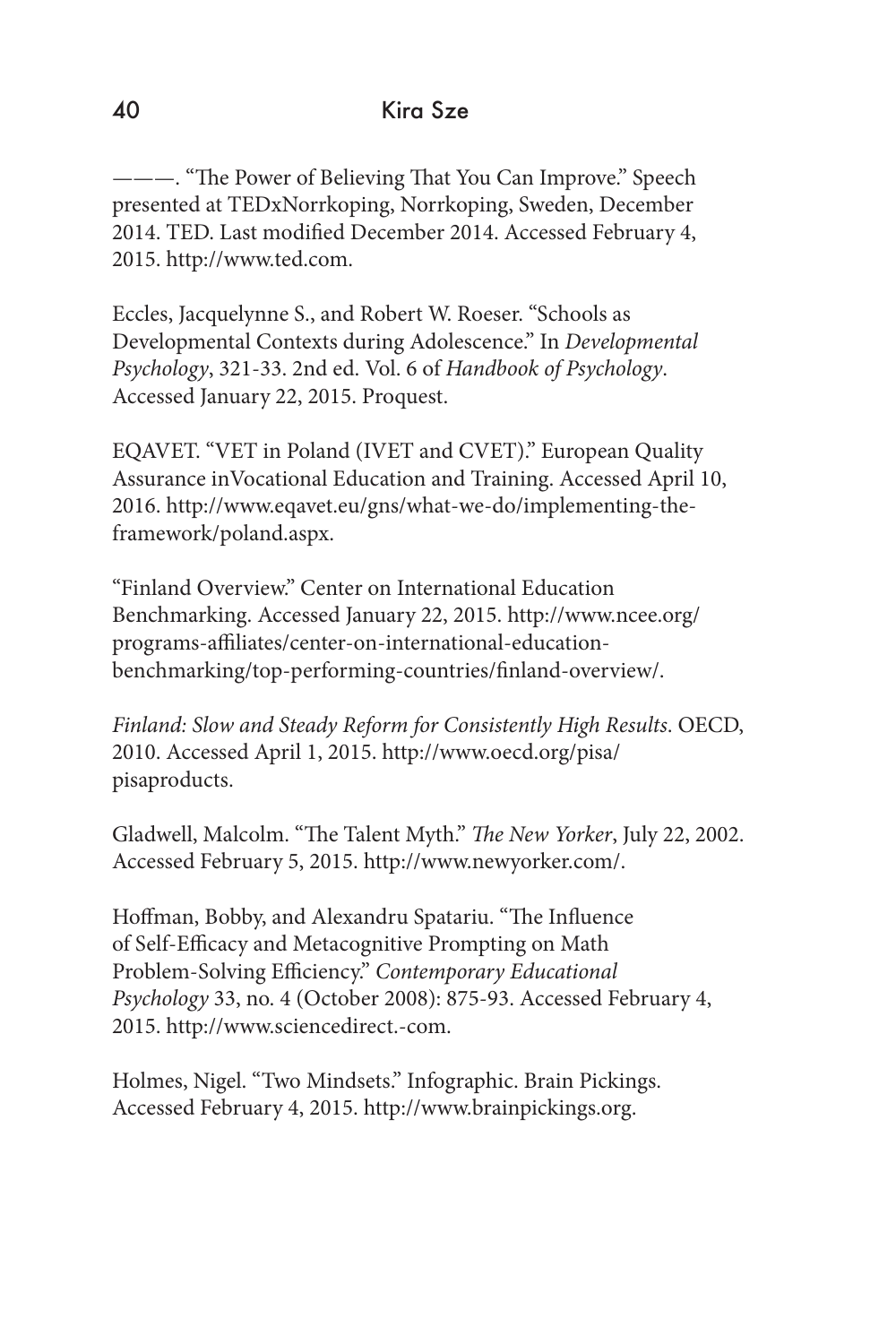———. "The Power of Believing That You Can Improve." Speech presented at TEDxNorrkoping, Norrkoping, Sweden, December 2014. TED. Last modified December 2014. Accessed February 4, 2015. http://www.ted.com.

Eccles, Jacquelynne S., and Robert W. Roeser. "Schools as Developmental Contexts during Adolescence." In *Developmental Psychology*, 321-33. 2nd ed. Vol. 6 of *Handbook of Psychology*. Accessed January 22, 2015. Proquest.

EQAVET. "VET in Poland (IVET and CVET)." European Quality Assurance inVocational Education and Training. Accessed April 10, 2016. http://www.eqavet.eu/gns/what-we-do/implementing-the-framework/poland.aspx.

"Finland Overview." Center on International Education Benchmarking. Accessed January 22, 2015. http://www.ncee.org/programs-affiliates/center-on-international-education-benchmarking/top-performing-countries/finland-overview/.

*Finland: Slow and Steady Reform for Consistently High Results*. OECD, 2010. Accessed April 1, 2015. http://www.oecd.org/pisa/pisaproducts.

Gladwell, Malcolm. "The Talent Myth." *The New Yorker*, July 22, 2002. Accessed February 5, 2015. http://www.newyorker.com/.

Hoffman, Bobby, and Alexandru Spatariu. "The Influence of Self-Efficacy and Metacognitive Prompting on Math Problem-Solving Efficiency." *Contemporary Educational Psychology* 33, no. 4 (October 2008): 875-93. Accessed February 4, 2015. http://www.sciencedirect.-com.

Holmes, Nigel. "Two Mindsets." Infographic. Brain Pickings. Accessed February 4, 2015. http://www.brainpickings.org.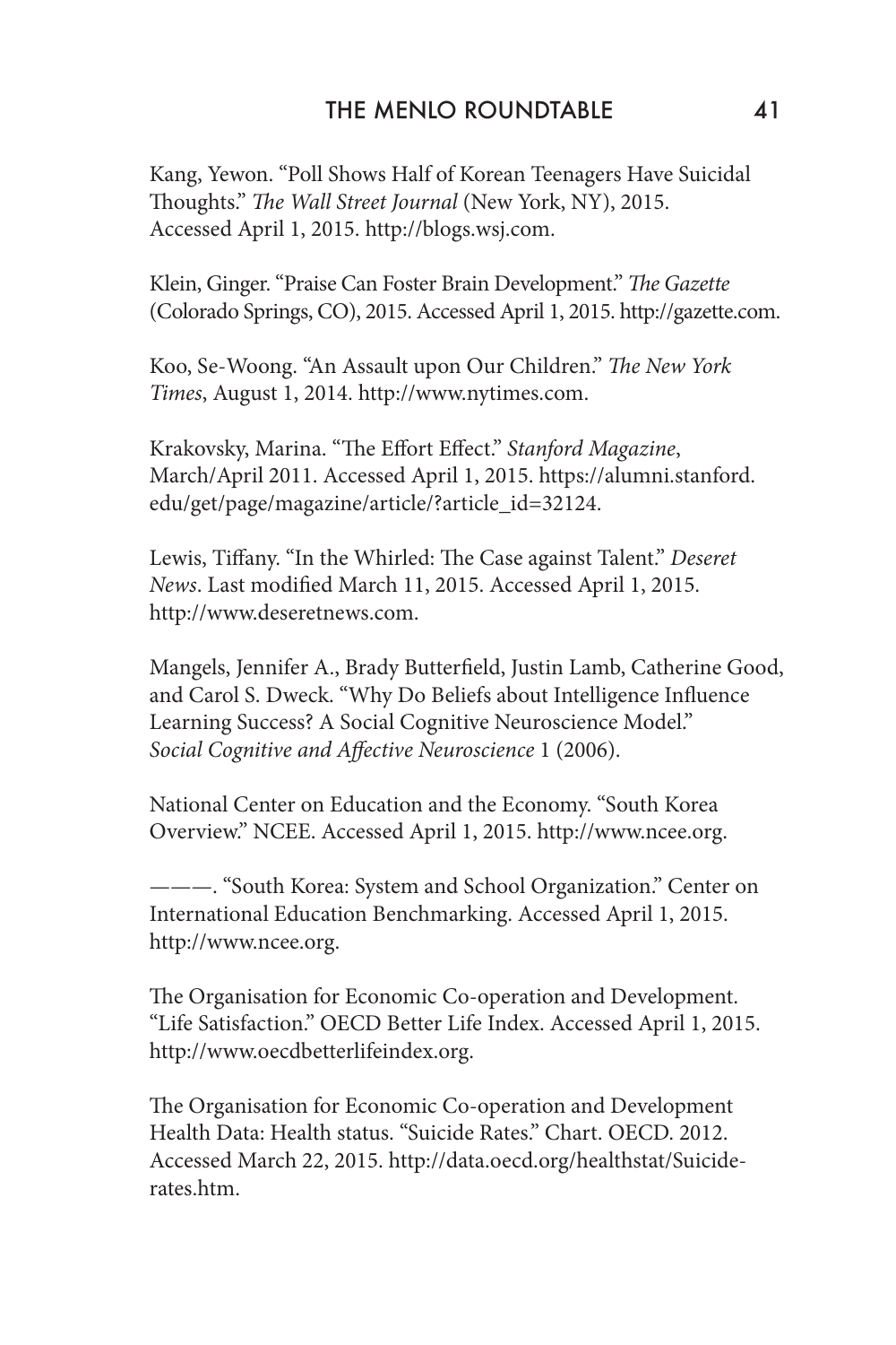Kang, Yewon. "Poll Shows Half of Korean Teenagers Have Suicidal Thoughts." *The Wall Street Journal* (New York, NY), 2015. Accessed April 1, 2015. http://blogs.wsj.com.

Klein, Ginger. "Praise Can Foster Brain Development." *The Gazette* (Colorado Springs, CO), 2015. Accessed April 1, 2015. http://gazette.com.

Koo, Se-Woong. "An Assault upon Our Children." *The New York Times*, August 1, 2014. http://www.nytimes.com.

Krakovsky, Marina. "The Effort Effect." *Stanford Magazine*, March/April 2011. Accessed April 1, 2015. https://alumni.stanford.edu/get/page/magazine/article/?article_id=32124.

Lewis, Tiffany. "In the Whirled: The Case against Talent." *Deseret News*. Last modified March 11, 2015. Accessed April 1, 2015. http://www.deseretnews.com.

Mangels, Jennifer A., Brady Butterfield, Justin Lamb, Catherine Good, and Carol S. Dweck. "Why Do Beliefs about Intelligence Influence Learning Success? A Social Cognitive Neuroscience Model." *Social Cognitive and Affective Neuroscience* 1 (2006).

National Center on Education and the Economy. "South Korea Overview." NCEE. Accessed April 1, 2015. http://www.ncee.org.

———. "South Korea: System and School Organization." Center on International Education Benchmarking. Accessed April 1, 2015. http://www.ncee.org.

The Organisation for Economic Co-operation and Development. "Life Satisfaction." OECD Better Life Index. Accessed April 1, 2015. http://www.oecdbetterlifeindex.org.

The Organisation for Economic Co-operation and Development Health Data: Health status. "Suicide Rates." Chart. OECD. 2012. Accessed March 22, 2015. http://data.oecd.org/healthstat/Suicide-rates.htm.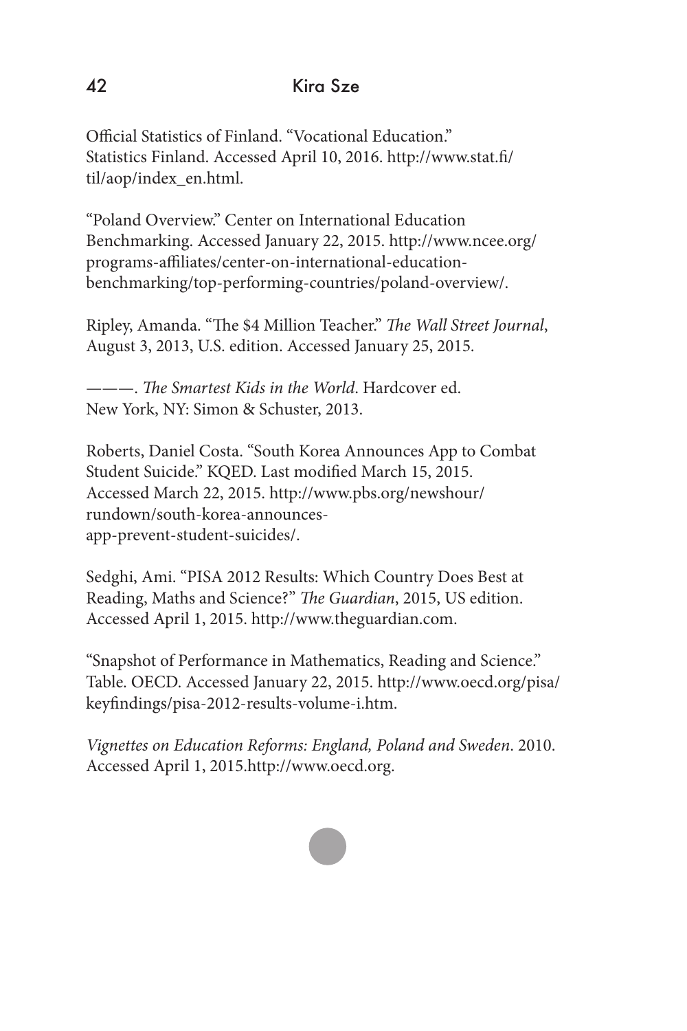Official Statistics of Finland. "Vocational Education." Statistics Finland. Accessed April 10, 2016. http://www.stat.fi/til/aop/index_en.html.

"Poland Overview." Center on International Education Benchmarking. Accessed January 22, 2015. http://www.ncee.org/programs-affiliates/center-on-international-education-benchmarking/top-performing-countries/poland-overview/.

Ripley, Amanda. "The $4 Million Teacher." *The Wall Street Journal*, August 3, 2013, U.S. edition. Accessed January 25, 2015.

———. *The Smartest Kids in the World*. Hardcover ed. New York, NY: Simon & Schuster, 2013.

Roberts, Daniel Costa. "South Korea Announces App to Combat Student Suicide." KQED. Last modified March 15, 2015. Accessed March 22, 2015. http://www.pbs.org/newshour/rundown/south-korea-announces-app-prevent-student-suicides/.

Sedghi, Ami. "PISA 2012 Results: Which Country Does Best at Reading, Maths and Science?" *The Guardian*, 2015, US edition. Accessed April 1, 2015. http://www.theguardian.com.

"Snapshot of Performance in Mathematics, Reading and Science." Table. OECD. Accessed January 22, 2015. http://www.oecd.org/pisa/keyfindings/pisa-2012-results-volume-i.htm.

*Vignettes on Education Reforms: England, Poland and Sweden*. 2010. Accessed April 1, 2015.http://www.oecd.org.